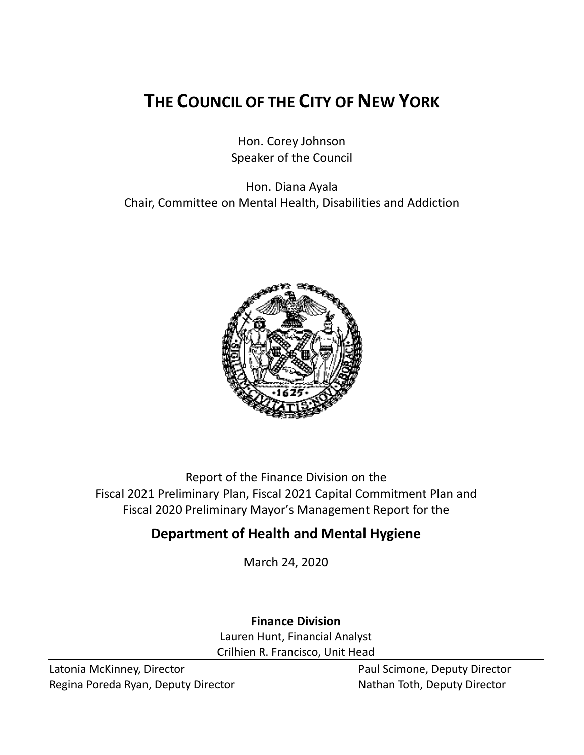# THE COUNCIL OF THE CITY OF NEW YORK

Hon. Corey Johnson
Speaker of the Council

Hon. Diana Ayala
Chair, Committee on Mental Health, Disabilities and Addiction

Report of the Finance Division on the
Fiscal 2021 Preliminary Plan, Fiscal 2021 Capital Commitment Plan and
Fiscal 2020 Preliminary Mayor's Management Report for the

## Department of Health and Mental Hygiene

March 24, 2020

**Finance Division**
Lauren Hunt, Financial Analyst
Crilhien R. Francisco, Unit Head

Latonia McKinney, Director
Regina Poreda Ryan, Deputy Director
Paul Scimone, Deputy Director
Nathan Toth, Deputy Director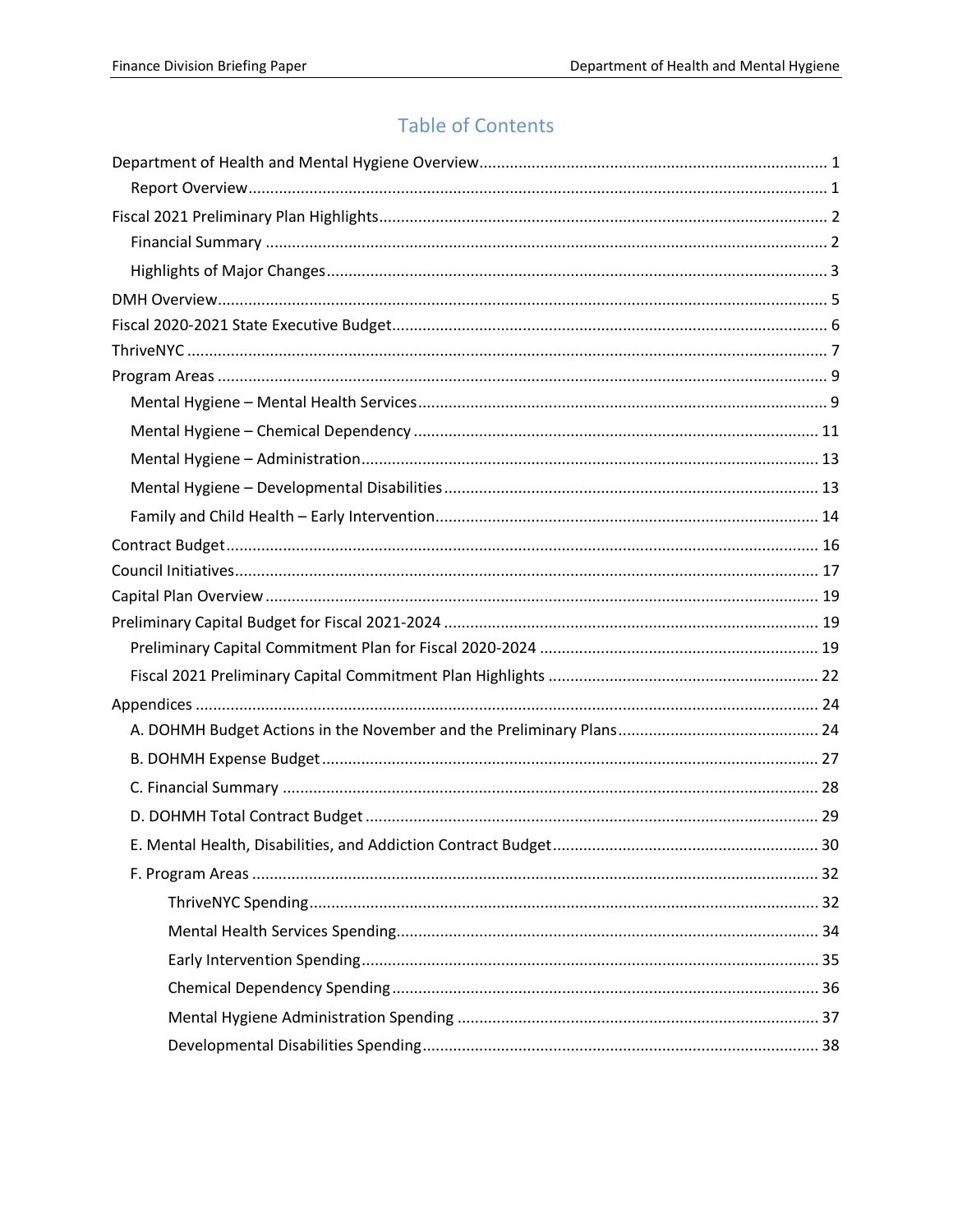# Table of Contents

- Department of Health and Mental Hygiene Overview ... 1
  - Report Overview ... 1
- Fiscal 2021 Preliminary Plan Highlights ... 2
  - Financial Summary ... 2
  - Highlights of Major Changes ... 3
- DMH Overview ... 5
- Fiscal 2020-2021 State Executive Budget ... 6
- ThriveNYC ... 7
- Program Areas ... 9
  - Mental Hygiene – Mental Health Services ... 9
  - Mental Hygiene – Chemical Dependency ... 11
  - Mental Hygiene – Administration ... 13
  - Mental Hygiene – Developmental Disabilities ... 13
  - Family and Child Health – Early Intervention ... 14
- Contract Budget ... 16
- Council Initiatives ... 17
- Capital Plan Overview ... 19
- Preliminary Capital Budget for Fiscal 2021-2024 ... 19
  - Preliminary Capital Commitment Plan for Fiscal 2020-2024 ... 19
  - Fiscal 2021 Preliminary Capital Commitment Plan Highlights ... 22
- Appendices ... 24
  - A. DOHMH Budget Actions in the November and the Preliminary Plans ... 24
  - B. DOHMH Expense Budget ... 27
  - C. Financial Summary ... 28
  - D. DOHMH Total Contract Budget ... 29
  - E. Mental Health, Disabilities, and Addiction Contract Budget ... 30
  - F. Program Areas ... 32
    - ThriveNYC Spending ... 32
    - Mental Health Services Spending ... 34
    - Early Intervention Spending ... 35
    - Chemical Dependency Spending ... 36
    - Mental Hygiene Administration Spending ... 37
    - Developmental Disabilities Spending ... 38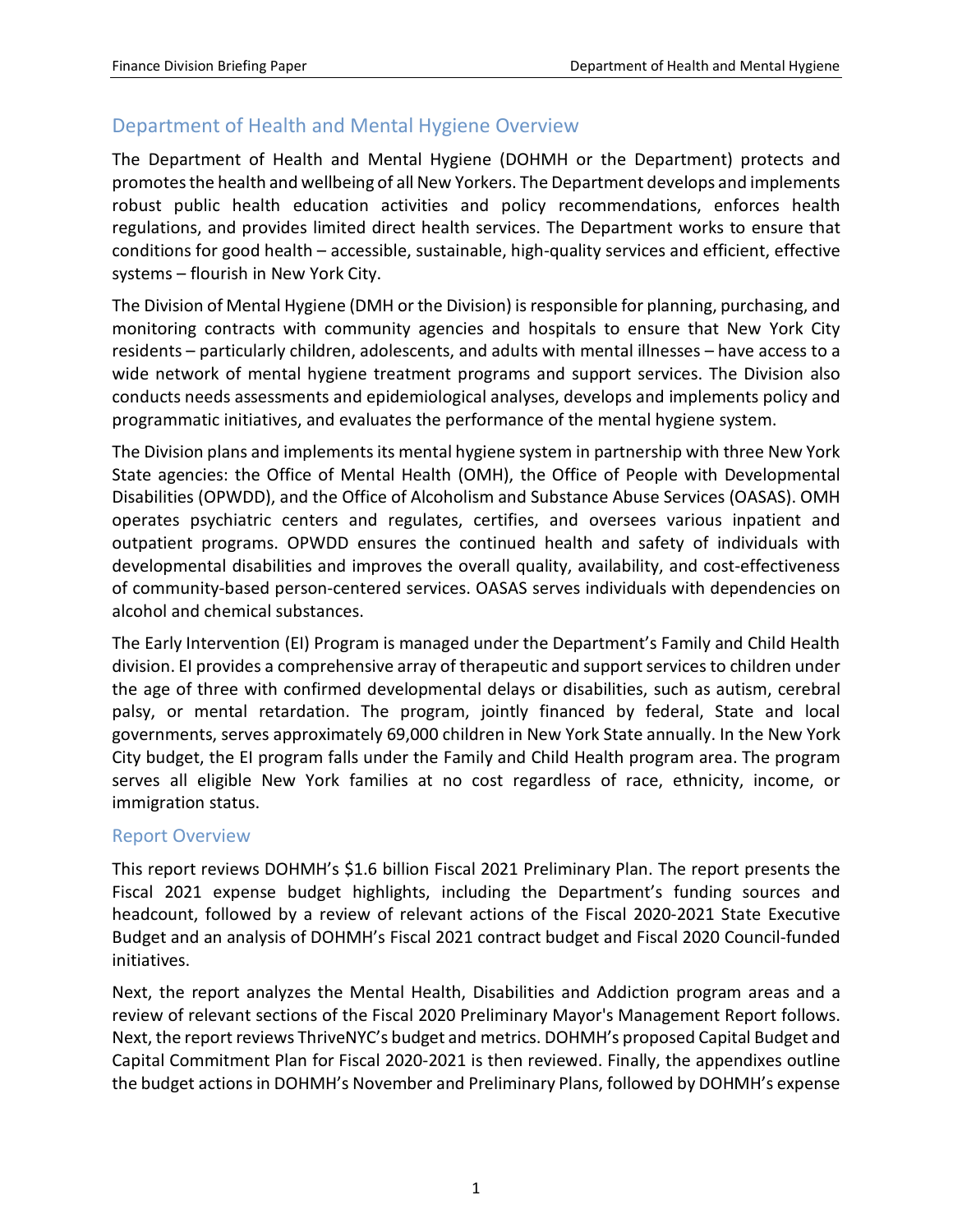## Department of Health and Mental Hygiene Overview

The Department of Health and Mental Hygiene (DOHMH or the Department) protects and promotes the health and wellbeing of all New Yorkers. The Department develops and implements robust public health education activities and policy recommendations, enforces health regulations, and provides limited direct health services. The Department works to ensure that conditions for good health – accessible, sustainable, high-quality services and efficient, effective systems – flourish in New York City.

The Division of Mental Hygiene (DMH or the Division) is responsible for planning, purchasing, and monitoring contracts with community agencies and hospitals to ensure that New York City residents – particularly children, adolescents, and adults with mental illnesses – have access to a wide network of mental hygiene treatment programs and support services. The Division also conducts needs assessments and epidemiological analyses, develops and implements policy and programmatic initiatives, and evaluates the performance of the mental hygiene system.

The Division plans and implements its mental hygiene system in partnership with three New York State agencies: the Office of Mental Health (OMH), the Office of People with Developmental Disabilities (OPWDD), and the Office of Alcoholism and Substance Abuse Services (OASAS). OMH operates psychiatric centers and regulates, certifies, and oversees various inpatient and outpatient programs. OPWDD ensures the continued health and safety of individuals with developmental disabilities and improves the overall quality, availability, and cost-effectiveness of community-based person-centered services. OASAS serves individuals with dependencies on alcohol and chemical substances.

The Early Intervention (EI) Program is managed under the Department's Family and Child Health division. EI provides a comprehensive array of therapeutic and support services to children under the age of three with confirmed developmental delays or disabilities, such as autism, cerebral palsy, or mental retardation. The program, jointly financed by federal, State and local governments, serves approximately 69,000 children in New York State annually. In the New York City budget, the EI program falls under the Family and Child Health program area. The program serves all eligible New York families at no cost regardless of race, ethnicity, income, or immigration status.

### Report Overview

This report reviews DOHMH's $1.6 billion Fiscal 2021 Preliminary Plan. The report presents the Fiscal 2021 expense budget highlights, including the Department's funding sources and headcount, followed by a review of relevant actions of the Fiscal 2020-2021 State Executive Budget and an analysis of DOHMH's Fiscal 2021 contract budget and Fiscal 2020 Council-funded initiatives.

Next, the report analyzes the Mental Health, Disabilities and Addiction program areas and a review of relevant sections of the Fiscal 2020 Preliminary Mayor's Management Report follows. Next, the report reviews ThriveNYC's budget and metrics. DOHMH's proposed Capital Budget and Capital Commitment Plan for Fiscal 2020-2021 is then reviewed. Finally, the appendixes outline the budget actions in DOHMH's November and Preliminary Plans, followed by DOHMH's expense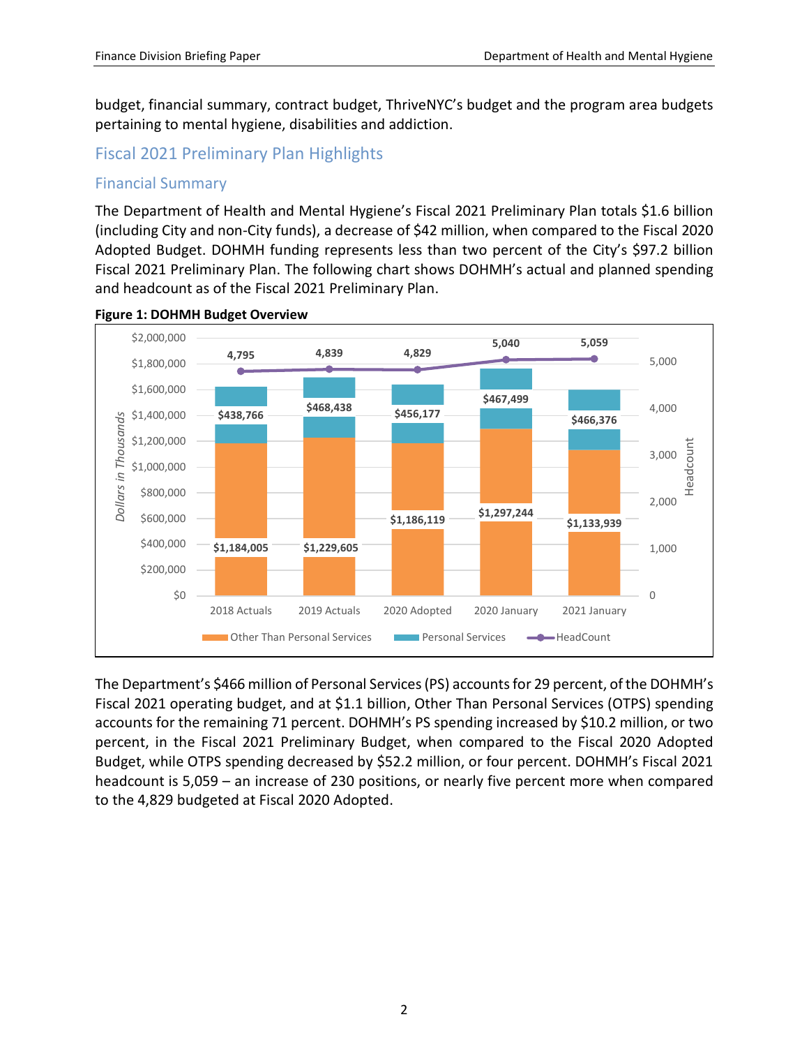budget, financial summary, contract budget, ThriveNYC's budget and the program area budgets pertaining to mental hygiene, disabilities and addiction.

## Fiscal 2021 Preliminary Plan Highlights

### Financial Summary

The Department of Health and Mental Hygiene's Fiscal 2021 Preliminary Plan totals $1.6 billion (including City and non-City funds), a decrease of $42 million, when compared to the Fiscal 2020 Adopted Budget. DOHMH funding represents less than two percent of the City's $97.2 billion Fiscal 2021 Preliminary Plan. The following chart shows DOHMH's actual and planned spending and headcount as of the Fiscal 2021 Preliminary Plan.

**Figure 1: DOHMH Budget Overview**

| | 2018 Actuals | 2019 Actuals | 2020 Adopted | 2020 January | 2021 January |
|---|---|---|---|---|---|
| Other Than Personal Services (Dollars in Thousands) | $1,184,005 | $1,229,605 | $1,186,119 | $1,297,244 | $1,133,939 |
| Personal Services (Dollars in Thousands) | $438,766 | $468,438 | $456,177 | $467,499 | $466,376 |
| HeadCount | 4,795 | 4,839 | 4,829 | 5,040 | 5,059 |

The Department's $466 million of Personal Services (PS) accounts for 29 percent, of the DOHMH's Fiscal 2021 operating budget, and at $1.1 billion, Other Than Personal Services (OTPS) spending accounts for the remaining 71 percent. DOHMH's PS spending increased by $10.2 million, or two percent, in the Fiscal 2021 Preliminary Budget, when compared to the Fiscal 2020 Adopted Budget, while OTPS spending decreased by $52.2 million, or four percent. DOHMH's Fiscal 2021 headcount is 5,059 – an increase of 230 positions, or nearly five percent more when compared to the 4,829 budgeted at Fiscal 2020 Adopted.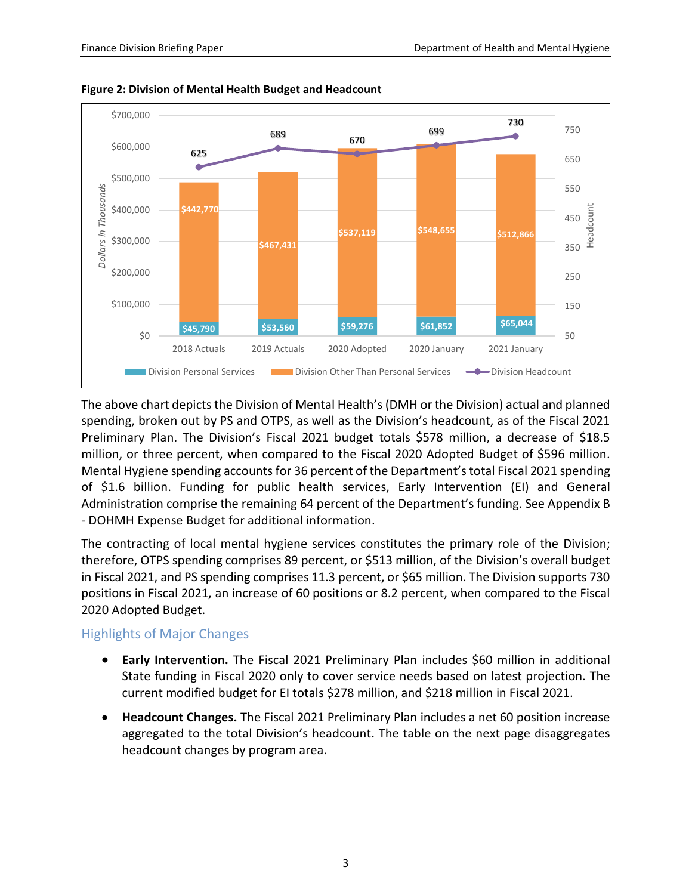**Figure 2: Division of Mental Health Budget and Headcount**

| | 2018 Actuals | 2019 Actuals | 2020 Adopted | 2020 January | 2021 January |
|---|---|---|---|---|---|
| Division Personal Services | $45,790 | $53,560 | $59,276 | $61,852 | $65,044 |
| Division Other Than Personal Services | $442,770 | $467,431 | $537,119 | $548,655 | $512,866 |
| Division Headcount | 625 | 689 | 670 | 699 | 730 |

*Dollars in Thousands*

The above chart depicts the Division of Mental Health's (DMH or the Division) actual and planned spending, broken out by PS and OTPS, as well as the Division's headcount, as of the Fiscal 2021 Preliminary Plan. The Division's Fiscal 2021 budget totals $578 million, a decrease of $18.5 million, or three percent, when compared to the Fiscal 2020 Adopted Budget of $596 million. Mental Hygiene spending accounts for 36 percent of the Department's total Fiscal 2021 spending of $1.6 billion. Funding for public health services, Early Intervention (EI) and General Administration comprise the remaining 64 percent of the Department's funding. See Appendix B - DOHMH Expense Budget for additional information.

The contracting of local mental hygiene services constitutes the primary role of the Division; therefore, OTPS spending comprises 89 percent, or $513 million, of the Division's overall budget in Fiscal 2021, and PS spending comprises 11.3 percent, or $65 million. The Division supports 730 positions in Fiscal 2021, an increase of 60 positions or 8.2 percent, when compared to the Fiscal 2020 Adopted Budget.

## Highlights of Major Changes

- **Early Intervention.** The Fiscal 2021 Preliminary Plan includes $60 million in additional State funding in Fiscal 2020 only to cover service needs based on latest projection. The current modified budget for EI totals $278 million, and $218 million in Fiscal 2021.
- **Headcount Changes.** The Fiscal 2021 Preliminary Plan includes a net 60 position increase aggregated to the total Division's headcount. The table on the next page disaggregates headcount changes by program area.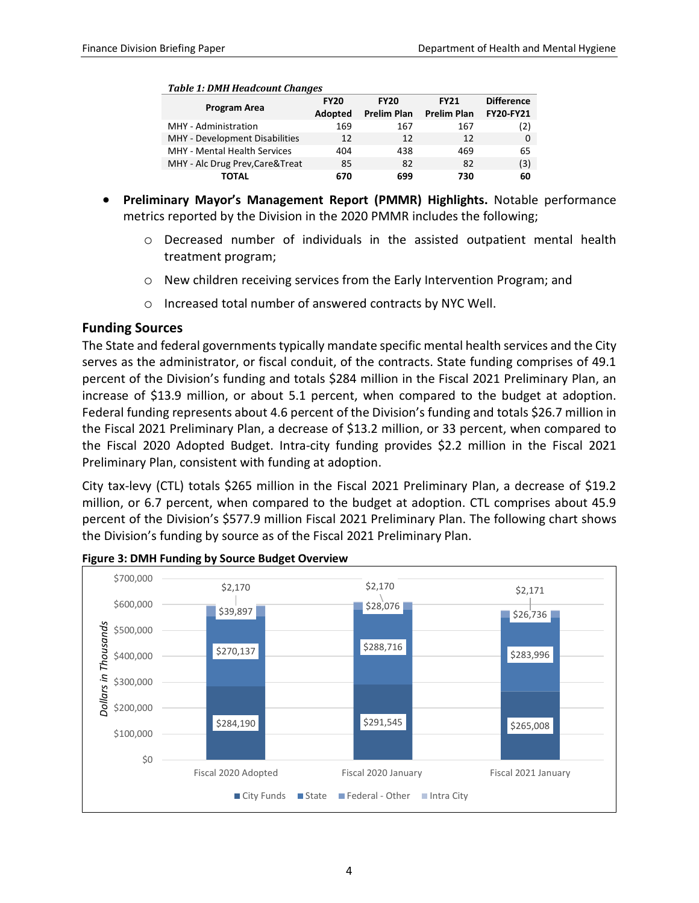*Table 1: DMH Headcount Changes*

| Program Area | FY20 Adopted | FY20 Prelim Plan | FY21 Prelim Plan | Difference FY20-FY21 |
|---|---|---|---|---|
| MHY - Administration | 169 | 167 | 167 | (2) |
| MHY - Development Disabilities | 12 | 12 | 12 | 0 |
| MHY - Mental Health Services | 404 | 438 | 469 | 65 |
| MHY - Alc Drug Prev,Care&Treat | 85 | 82 | 82 | (3) |
| **TOTAL** | **670** | **699** | **730** | **60** |

- **Preliminary Mayor's Management Report (PMMR) Highlights.** Notable performance metrics reported by the Division in the 2020 PMMR includes the following;
  - Decreased number of individuals in the assisted outpatient mental health treatment program;
  - New children receiving services from the Early Intervention Program; and
  - Increased total number of answered contracts by NYC Well.

## Funding Sources

The State and federal governments typically mandate specific mental health services and the City serves as the administrator, or fiscal conduit, of the contracts. State funding comprises of 49.1 percent of the Division's funding and totals $284 million in the Fiscal 2021 Preliminary Plan, an increase of $13.9 million, or about 5.1 percent, when compared to the budget at adoption. Federal funding represents about 4.6 percent of the Division's funding and totals $26.7 million in the Fiscal 2021 Preliminary Plan, a decrease of $13.2 million, or 33 percent, when compared to the Fiscal 2020 Adopted Budget. Intra-city funding provides $2.2 million in the Fiscal 2021 Preliminary Plan, consistent with funding at adoption.

City tax-levy (CTL) totals $265 million in the Fiscal 2021 Preliminary Plan, a decrease of $19.2 million, or 6.7 percent, when compared to the budget at adoption. CTL comprises about 45.9 percent of the Division's $577.9 million Fiscal 2021 Preliminary Plan. The following chart shows the Division's funding by source as of the Fiscal 2021 Preliminary Plan.

**Figure 3: DMH Funding by Source Budget Overview**

| Dollars in Thousands | Fiscal 2020 Adopted | Fiscal 2020 January | Fiscal 2021 January |
|---|---|---|---|
| City Funds | $284,190 | $291,545 | $265,008 |
| State | $270,137 | $288,716 | $283,996 |
| Federal - Other | $39,897 | $28,076 | $26,736 |
| Intra City | $2,170 | $2,170 | $2,171 |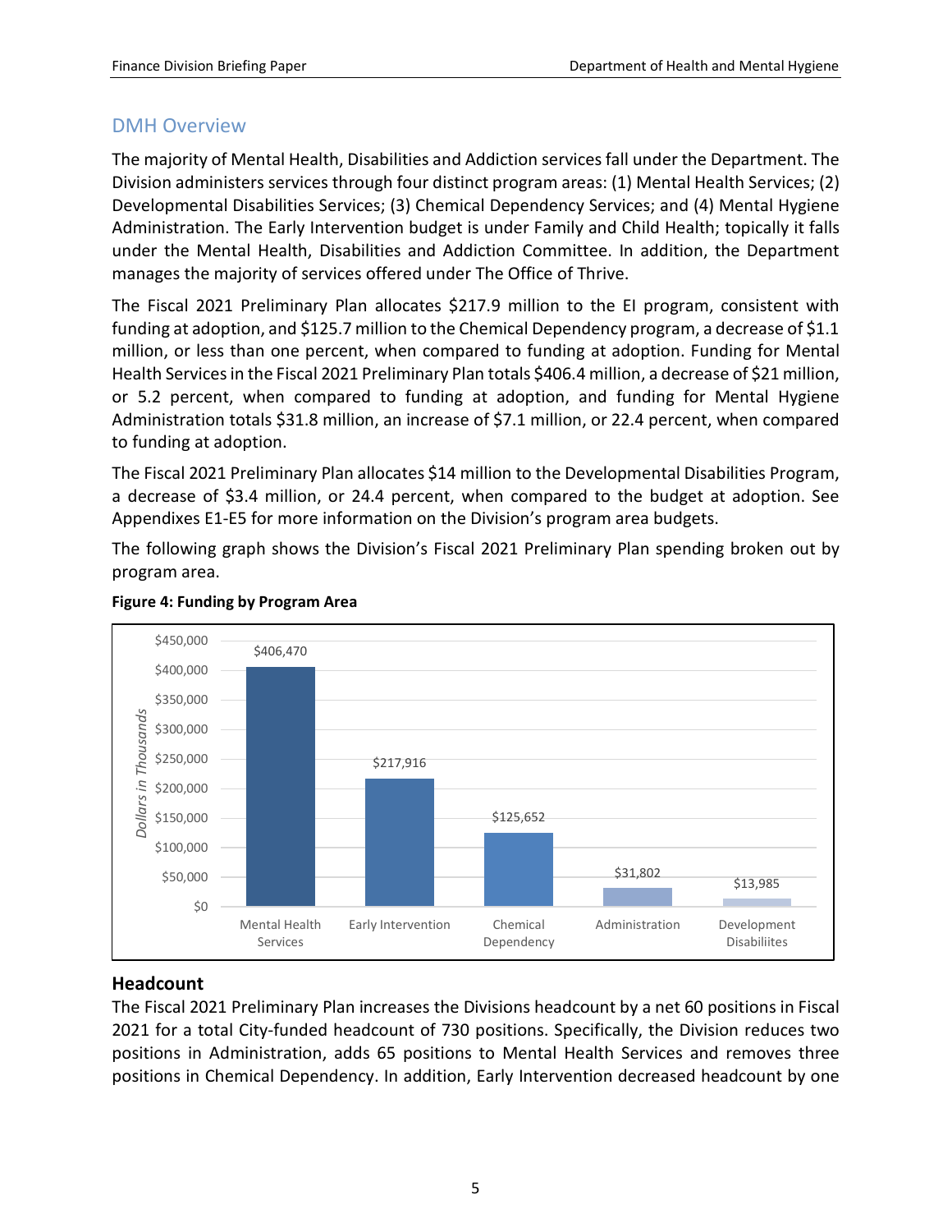## DMH Overview

The majority of Mental Health, Disabilities and Addiction services fall under the Department. The Division administers services through four distinct program areas: (1) Mental Health Services; (2) Developmental Disabilities Services; (3) Chemical Dependency Services; and (4) Mental Hygiene Administration. The Early Intervention budget is under Family and Child Health; topically it falls under the Mental Health, Disabilities and Addiction Committee. In addition, the Department manages the majority of services offered under The Office of Thrive.

The Fiscal 2021 Preliminary Plan allocates $217.9 million to the EI program, consistent with funding at adoption, and $125.7 million to the Chemical Dependency program, a decrease of $1.1 million, or less than one percent, when compared to funding at adoption. Funding for Mental Health Services in the Fiscal 2021 Preliminary Plan totals $406.4 million, a decrease of $21 million, or 5.2 percent, when compared to funding at adoption, and funding for Mental Hygiene Administration totals $31.8 million, an increase of $7.1 million, or 22.4 percent, when compared to funding at adoption.

The Fiscal 2021 Preliminary Plan allocates $14 million to the Developmental Disabilities Program, a decrease of $3.4 million, or 24.4 percent, when compared to the budget at adoption. See Appendixes E1-E5 for more information on the Division's program area budgets.

The following graph shows the Division's Fiscal 2021 Preliminary Plan spending broken out by program area.

**Figure 4: Funding by Program Area**

| Program Area | Dollars in Thousands |
|---|---|
| Mental Health Services | $406,470 |
| Early Intervention | $217,916 |
| Chemical Dependency | $125,652 |
| Administration | $31,802 |
| Development Disabiliites | $13,985 |

### Headcount

The Fiscal 2021 Preliminary Plan increases the Divisions headcount by a net 60 positions in Fiscal 2021 for a total City-funded headcount of 730 positions. Specifically, the Division reduces two positions in Administration, adds 65 positions to Mental Health Services and removes three positions in Chemical Dependency. In addition, Early Intervention decreased headcount by one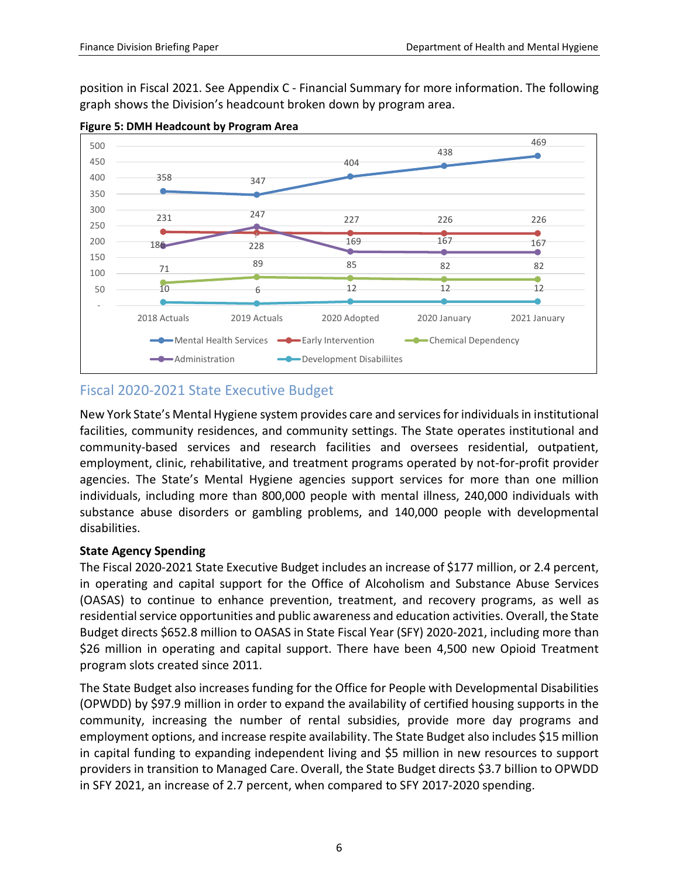position in Fiscal 2021. See Appendix C - Financial Summary for more information. The following graph shows the Division's headcount broken down by program area.

**Figure 5: DMH Headcount by Program Area**

| | 2018 Actuals | 2019 Actuals | 2020 Adopted | 2020 January | 2021 January |
|---|---|---|---|---|---|
| Mental Health Services | 358 | 347 | 404 | 438 | 469 |
| Early Intervention | 231 | 228 | 227 | 226 | 226 |
| Chemical Dependency | 71 | 89 | 85 | 82 | 82 |
| Administration | 186 | 247 | 169 | 167 | 167 |
| Development Disabiliites | 10 | 6 | 12 | 12 | 12 |

## Fiscal 2020-2021 State Executive Budget

New York State's Mental Hygiene system provides care and services for individuals in institutional facilities, community residences, and community settings. The State operates institutional and community-based services and research facilities and oversees residential, outpatient, employment, clinic, rehabilitative, and treatment programs operated by not-for-profit provider agencies. The State's Mental Hygiene agencies support services for more than one million individuals, including more than 800,000 people with mental illness, 240,000 individuals with substance abuse disorders or gambling problems, and 140,000 people with developmental disabilities.

**State Agency Spending**

The Fiscal 2020-2021 State Executive Budget includes an increase of $177 million, or 2.4 percent, in operating and capital support for the Office of Alcoholism and Substance Abuse Services (OASAS) to continue to enhance prevention, treatment, and recovery programs, as well as residential service opportunities and public awareness and education activities. Overall, the State Budget directs $652.8 million to OASAS in State Fiscal Year (SFY) 2020-2021, including more than $26 million in operating and capital support. There have been 4,500 new Opioid Treatment program slots created since 2011.

The State Budget also increases funding for the Office for People with Developmental Disabilities (OPWDD) by $97.9 million in order to expand the availability of certified housing supports in the community, increasing the number of rental subsidies, provide more day programs and employment options, and increase respite availability. The State Budget also includes $15 million in capital funding to expanding independent living and $5 million in new resources to support providers in transition to Managed Care. Overall, the State Budget directs $3.7 billion to OPWDD in SFY 2021, an increase of 2.7 percent, when compared to SFY 2017-2020 spending.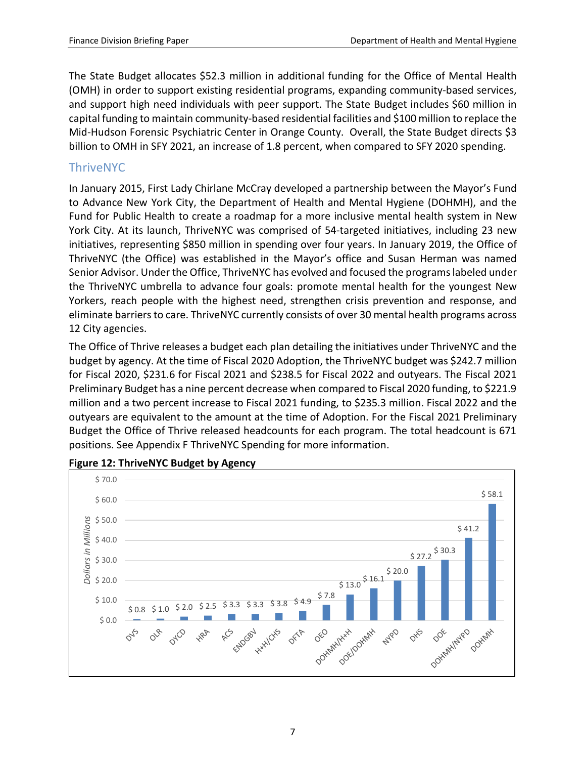The State Budget allocates $52.3 million in additional funding for the Office of Mental Health (OMH) in order to support existing residential programs, expanding community-based services, and support high need individuals with peer support. The State Budget includes $60 million in capital funding to maintain community-based residential facilities and $100 million to replace the Mid-Hudson Forensic Psychiatric Center in Orange County. Overall, the State Budget directs $3 billion to OMH in SFY 2021, an increase of 1.8 percent, when compared to SFY 2020 spending.

## ThriveNYC

In January 2015, First Lady Chirlane McCray developed a partnership between the Mayor's Fund to Advance New York City, the Department of Health and Mental Hygiene (DOHMH), and the Fund for Public Health to create a roadmap for a more inclusive mental health system in New York City. At its launch, ThriveNYC was comprised of 54-targeted initiatives, including 23 new initiatives, representing $850 million in spending over four years. In January 2019, the Office of ThriveNYC (the Office) was established in the Mayor's office and Susan Herman was named Senior Advisor. Under the Office, ThriveNYC has evolved and focused the programs labeled under the ThriveNYC umbrella to advance four goals: promote mental health for the youngest New Yorkers, reach people with the highest need, strengthen crisis prevention and response, and eliminate barriers to care. ThriveNYC currently consists of over 30 mental health programs across 12 City agencies.

The Office of Thrive releases a budget each plan detailing the initiatives under ThriveNYC and the budget by agency. At the time of Fiscal 2020 Adoption, the ThriveNYC budget was $242.7 million for Fiscal 2020, $231.6 for Fiscal 2021 and $238.5 for Fiscal 2022 and outyears. The Fiscal 2021 Preliminary Budget has a nine percent decrease when compared to Fiscal 2020 funding, to $221.9 million and a two percent increase to Fiscal 2021 funding, to $235.3 million. Fiscal 2022 and the outyears are equivalent to the amount at the time of Adoption. For the Fiscal 2021 Preliminary Budget the Office of Thrive released headcounts for each program. The total headcount is 671 positions. See Appendix F ThriveNYC Spending for more information.

**Figure 12: ThriveNYC Budget by Agency**

| Agency | Dollars in Millions |
|---|---|
| DVS | $ 0.8 |
| OLR | $ 1.0 |
| DYCD | $ 2.0 |
| HRA | $ 2.5 |
| ACS | $ 3.3 |
| ENDGBV | $ 3.3 |
| H+H/CHS | $ 3.8 |
| DFTA | $ 4.9 |
| OEO | $ 7.8 |
| DOHMH/H+H | $ 13.0 |
| DOE/DOHMH | $ 16.1 |
| NYPD | $ 20.0 |
| DHS | $ 27.2 |
| DOE | $ 30.3 |
| DOHMH/NYPD | $ 41.2 |
| DOHMH | $ 58.1 |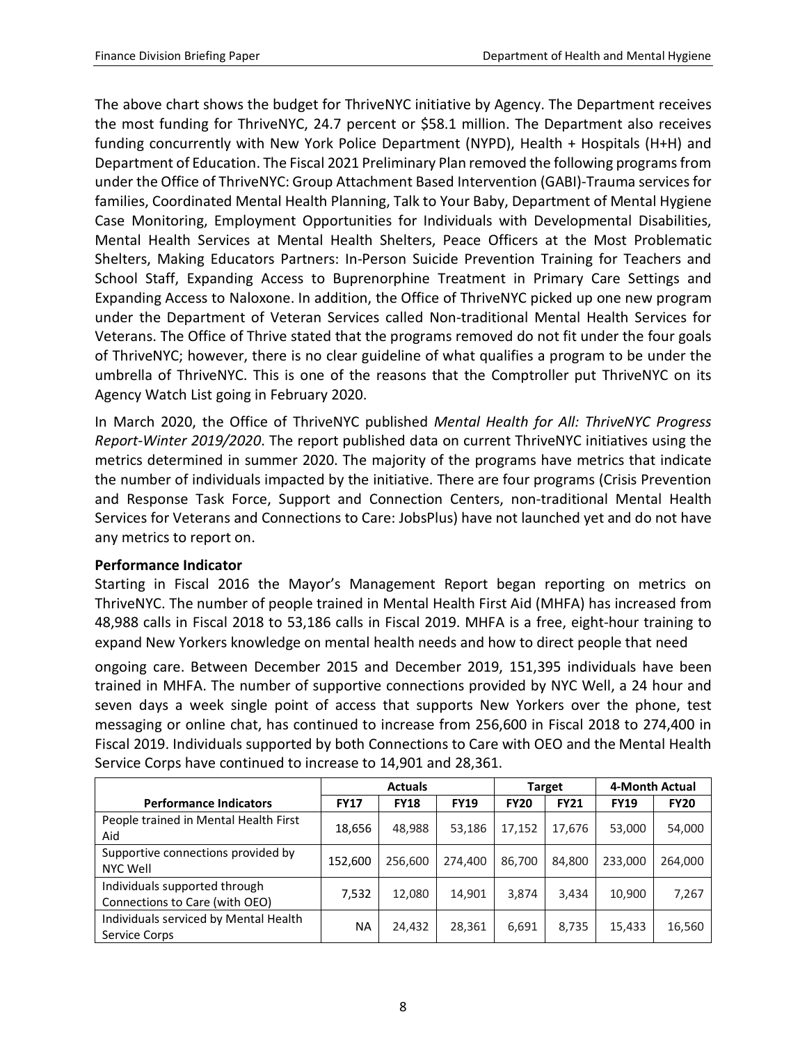The above chart shows the budget for ThriveNYC initiative by Agency. The Department receives the most funding for ThriveNYC, 24.7 percent or $58.1 million. The Department also receives funding concurrently with New York Police Department (NYPD), Health + Hospitals (H+H) and Department of Education. The Fiscal 2021 Preliminary Plan removed the following programs from under the Office of ThriveNYC: Group Attachment Based Intervention (GABI)-Trauma services for families, Coordinated Mental Health Planning, Talk to Your Baby, Department of Mental Hygiene Case Monitoring, Employment Opportunities for Individuals with Developmental Disabilities, Mental Health Services at Mental Health Shelters, Peace Officers at the Most Problematic Shelters, Making Educators Partners: In-Person Suicide Prevention Training for Teachers and School Staff, Expanding Access to Buprenorphine Treatment in Primary Care Settings and Expanding Access to Naloxone. In addition, the Office of ThriveNYC picked up one new program under the Department of Veteran Services called Non-traditional Mental Health Services for Veterans. The Office of Thrive stated that the programs removed do not fit under the four goals of ThriveNYC; however, there is no clear guideline of what qualifies a program to be under the umbrella of ThriveNYC. This is one of the reasons that the Comptroller put ThriveNYC on its Agency Watch List going in February 2020.

In March 2020, the Office of ThriveNYC published *Mental Health for All: ThriveNYC Progress Report-Winter 2019/2020*. The report published data on current ThriveNYC initiatives using the metrics determined in summer 2020. The majority of the programs have metrics that indicate the number of individuals impacted by the initiative. There are four programs (Crisis Prevention and Response Task Force, Support and Connection Centers, non-traditional Mental Health Services for Veterans and Connections to Care: JobsPlus) have not launched yet and do not have any metrics to report on.

**Performance Indicator**

Starting in Fiscal 2016 the Mayor's Management Report began reporting on metrics on ThriveNYC. The number of people trained in Mental Health First Aid (MHFA) has increased from 48,988 calls in Fiscal 2018 to 53,186 calls in Fiscal 2019. MHFA is a free, eight-hour training to expand New Yorkers knowledge on mental health needs and how to direct people that need ongoing care. Between December 2015 and December 2019, 151,395 individuals have been trained in MHFA. The number of supportive connections provided by NYC Well, a 24 hour and seven days a week single point of access that supports New Yorkers over the phone, test messaging or online chat, has continued to increase from 256,600 in Fiscal 2018 to 274,400 in Fiscal 2019. Individuals supported by both Connections to Care with OEO and the Mental Health Service Corps have continued to increase to 14,901 and 28,361.

| | Actuals | | | Target | | 4-Month Actual | |
|---|---|---|---|---|---|---|---|
| **Performance Indicators** | **FY17** | **FY18** | **FY19** | **FY20** | **FY21** | **FY19** | **FY20** |
| People trained in Mental Health First Aid | 18,656 | 48,988 | 53,186 | 17,152 | 17,676 | 53,000 | 54,000 |
| Supportive connections provided by NYC Well | 152,600 | 256,600 | 274,400 | 86,700 | 84,800 | 233,000 | 264,000 |
| Individuals supported through Connections to Care (with OEO) | 7,532 | 12,080 | 14,901 | 3,874 | 3,434 | 10,900 | 7,267 |
| Individuals serviced by Mental Health Service Corps | NA | 24,432 | 28,361 | 6,691 | 8,735 | 15,433 | 16,560 |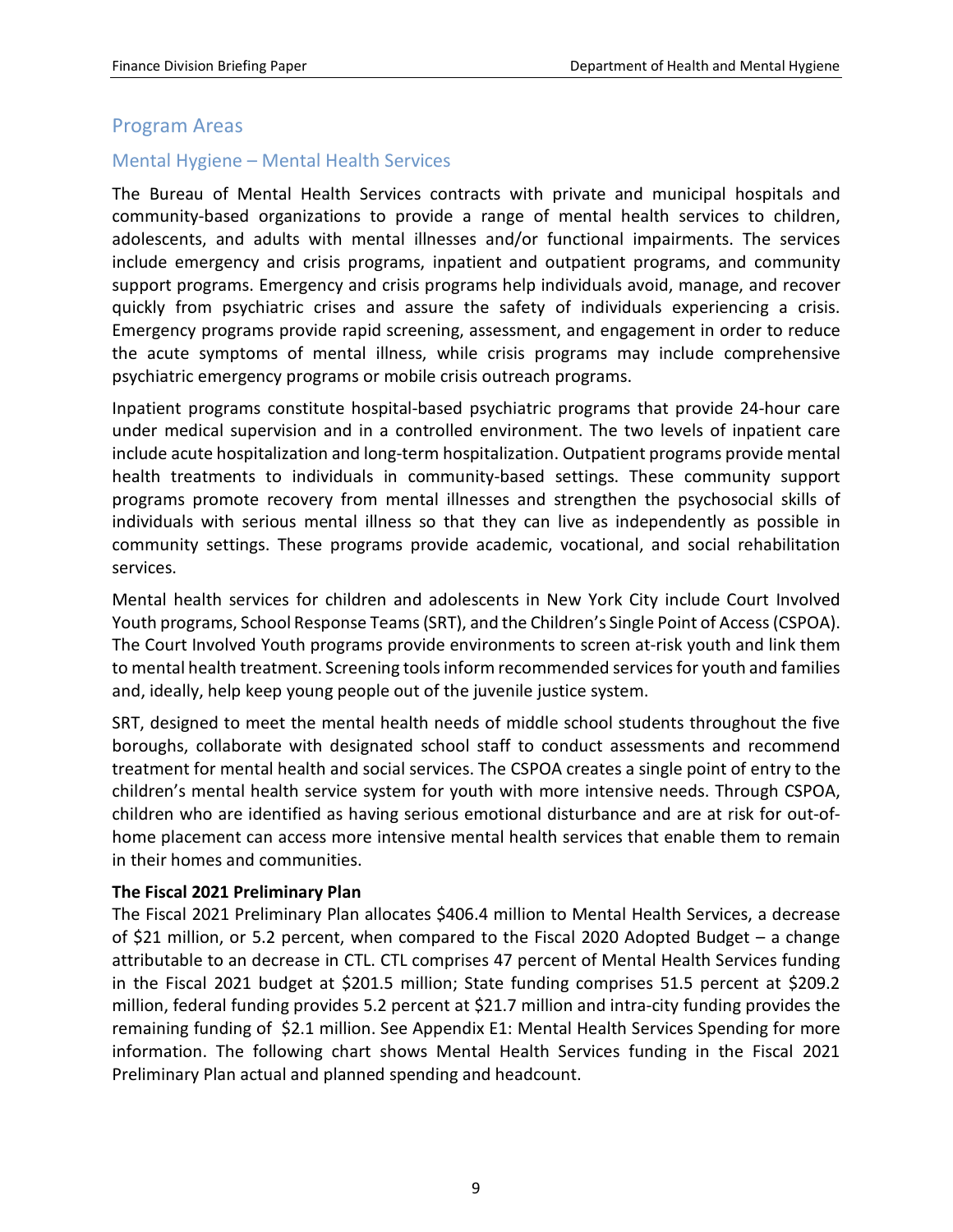## Program Areas

### Mental Hygiene – Mental Health Services

The Bureau of Mental Health Services contracts with private and municipal hospitals and community-based organizations to provide a range of mental health services to children, adolescents, and adults with mental illnesses and/or functional impairments. The services include emergency and crisis programs, inpatient and outpatient programs, and community support programs. Emergency and crisis programs help individuals avoid, manage, and recover quickly from psychiatric crises and assure the safety of individuals experiencing a crisis. Emergency programs provide rapid screening, assessment, and engagement in order to reduce the acute symptoms of mental illness, while crisis programs may include comprehensive psychiatric emergency programs or mobile crisis outreach programs.

Inpatient programs constitute hospital-based psychiatric programs that provide 24-hour care under medical supervision and in a controlled environment. The two levels of inpatient care include acute hospitalization and long-term hospitalization. Outpatient programs provide mental health treatments to individuals in community-based settings. These community support programs promote recovery from mental illnesses and strengthen the psychosocial skills of individuals with serious mental illness so that they can live as independently as possible in community settings. These programs provide academic, vocational, and social rehabilitation services.

Mental health services for children and adolescents in New York City include Court Involved Youth programs, School Response Teams (SRT), and the Children's Single Point of Access (CSPOA). The Court Involved Youth programs provide environments to screen at-risk youth and link them to mental health treatment. Screening tools inform recommended services for youth and families and, ideally, help keep young people out of the juvenile justice system.

SRT, designed to meet the mental health needs of middle school students throughout the five boroughs, collaborate with designated school staff to conduct assessments and recommend treatment for mental health and social services. The CSPOA creates a single point of entry to the children's mental health service system for youth with more intensive needs. Through CSPOA, children who are identified as having serious emotional disturbance and are at risk for out-of-home placement can access more intensive mental health services that enable them to remain in their homes and communities.

**The Fiscal 2021 Preliminary Plan**

The Fiscal 2021 Preliminary Plan allocates $406.4 million to Mental Health Services, a decrease of $21 million, or 5.2 percent, when compared to the Fiscal 2020 Adopted Budget – a change attributable to an decrease in CTL. CTL comprises 47 percent of Mental Health Services funding in the Fiscal 2021 budget at $201.5 million; State funding comprises 51.5 percent at $209.2 million, federal funding provides 5.2 percent at $21.7 million and intra-city funding provides the remaining funding of $2.1 million. See Appendix E1: Mental Health Services Spending for more information. The following chart shows Mental Health Services funding in the Fiscal 2021 Preliminary Plan actual and planned spending and headcount.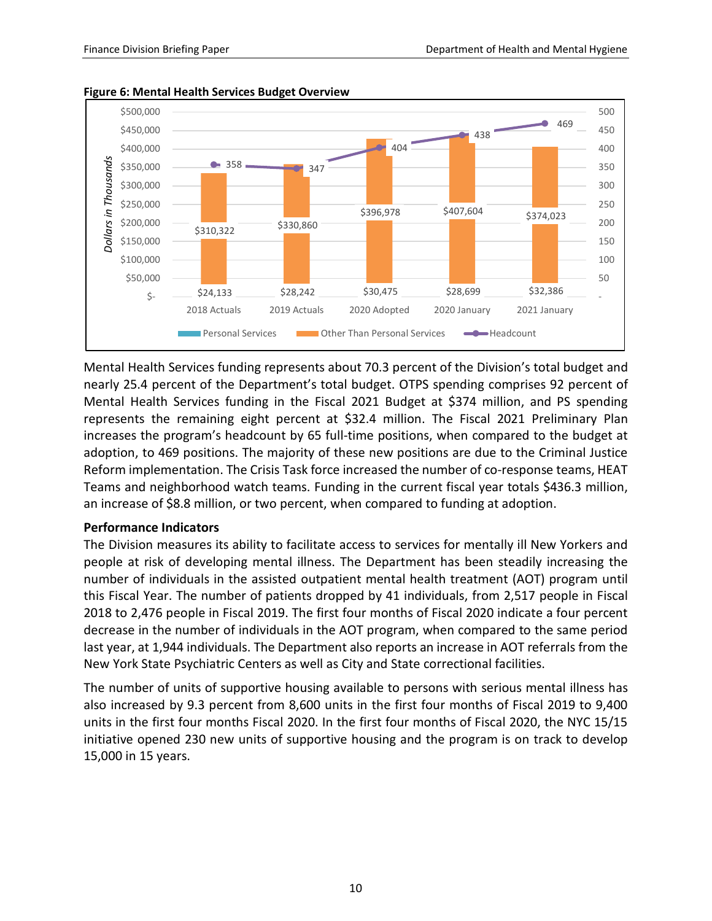**Figure 6: Mental Health Services Budget Overview**

| | 2018 Actuals | 2019 Actuals | 2020 Adopted | 2020 January | 2021 January |
|---|---|---|---|---|---|
| Personal Services | $24,133 | $28,242 | $30,475 | $28,699 | $32,386 |
| Other Than Personal Services | $310,322 | $330,860 | $396,978 | $407,604 | $374,023 |
| Headcount | 358 | 347 | 404 | 438 | 469 |

*Dollars in Thousands*

Mental Health Services funding represents about 70.3 percent of the Division's total budget and nearly 25.4 percent of the Department's total budget. OTPS spending comprises 92 percent of Mental Health Services funding in the Fiscal 2021 Budget at $374 million, and PS spending represents the remaining eight percent at $32.4 million. The Fiscal 2021 Preliminary Plan increases the program's headcount by 65 full-time positions, when compared to the budget at adoption, to 469 positions. The majority of these new positions are due to the Criminal Justice Reform implementation. The Crisis Task force increased the number of co-response teams, HEAT Teams and neighborhood watch teams. Funding in the current fiscal year totals $436.3 million, an increase of $8.8 million, or two percent, when compared to funding at adoption.

**Performance Indicators**

The Division measures its ability to facilitate access to services for mentally ill New Yorkers and people at risk of developing mental illness. The Department has been steadily increasing the number of individuals in the assisted outpatient mental health treatment (AOT) program until this Fiscal Year. The number of patients dropped by 41 individuals, from 2,517 people in Fiscal 2018 to 2,476 people in Fiscal 2019. The first four months of Fiscal 2020 indicate a four percent decrease in the number of individuals in the AOT program, when compared to the same period last year, at 1,944 individuals. The Department also reports an increase in AOT referrals from the New York State Psychiatric Centers as well as City and State correctional facilities.

The number of units of supportive housing available to persons with serious mental illness has also increased by 9.3 percent from 8,600 units in the first four months of Fiscal 2019 to 9,400 units in the first four months Fiscal 2020. In the first four months of Fiscal 2020, the NYC 15/15 initiative opened 230 new units of supportive housing and the program is on track to develop 15,000 in 15 years.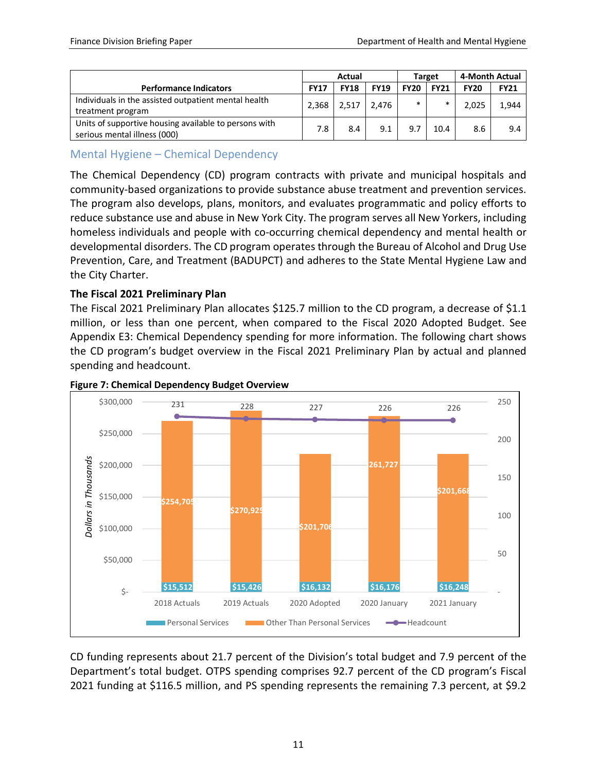| Performance Indicators | Actual | | | Target | | 4-Month Actual | |
|---|---|---|---|---|---|---|---|
| | FY17 | FY18 | FY19 | FY20 | FY21 | FY20 | FY21 |
| Individuals in the assisted outpatient mental health treatment program | 2,368 | 2,517 | 2,476 | * | * | 2,025 | 1,944 |
| Units of supportive housing available to persons with serious mental illness (000) | 7.8 | 8.4 | 9.1 | 9.7 | 10.4 | 8.6 | 9.4 |

## Mental Hygiene – Chemical Dependency

The Chemical Dependency (CD) program contracts with private and municipal hospitals and community-based organizations to provide substance abuse treatment and prevention services. The program also develops, plans, monitors, and evaluates programmatic and policy efforts to reduce substance use and abuse in New York City. The program serves all New Yorkers, including homeless individuals and people with co-occurring chemical dependency and mental health or developmental disorders. The CD program operates through the Bureau of Alcohol and Drug Use Prevention, Care, and Treatment (BADUPCT) and adheres to the State Mental Hygiene Law and the City Charter.

### The Fiscal 2021 Preliminary Plan

The Fiscal 2021 Preliminary Plan allocates $125.7 million to the CD program, a decrease of $1.1 million, or less than one percent, when compared to the Fiscal 2020 Adopted Budget. See Appendix E3: Chemical Dependency spending for more information. The following chart shows the CD program's budget overview in the Fiscal 2021 Preliminary Plan by actual and planned spending and headcount.

**Figure 7: Chemical Dependency Budget Overview**

| Dollars in Thousands | 2018 Actuals | 2019 Actuals | 2020 Adopted | 2020 January | 2021 January |
|---|---|---|---|---|---|
| Personal Services | $15,512 | $15,426 | $16,132 | $16,176 | $16,248 |
| Other Than Personal Services | $254,705 | $270,925 | $201,706 | 261,727 | $201,668 |
| Headcount | 231 | 228 | 227 | 226 | 226 |

CD funding represents about 21.7 percent of the Division's total budget and 7.9 percent of the Department's total budget. OTPS spending comprises 92.7 percent of the CD program's Fiscal 2021 funding at $116.5 million, and PS spending represents the remaining 7.3 percent, at $9.2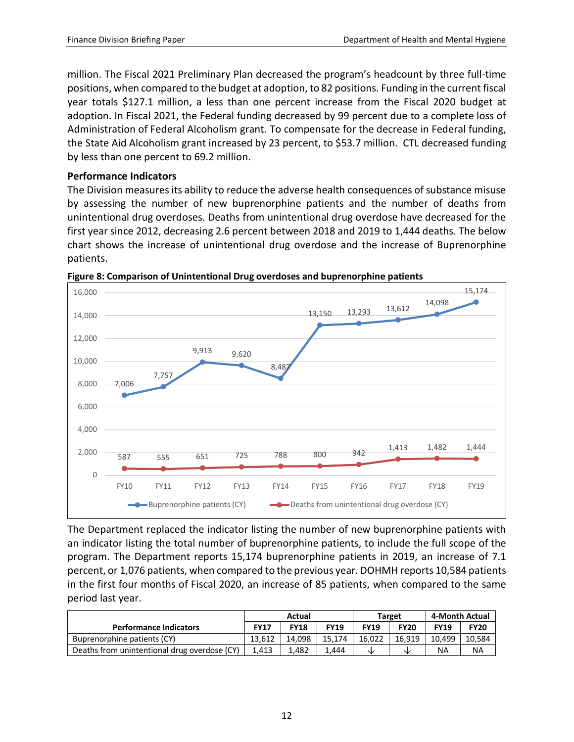million. The Fiscal 2021 Preliminary Plan decreased the program's headcount by three full-time positions, when compared to the budget at adoption, to 82 positions. Funding in the current fiscal year totals $127.1 million, a less than one percent increase from the Fiscal 2020 budget at adoption. In Fiscal 2021, the Federal funding decreased by 99 percent due to a complete loss of Administration of Federal Alcoholism grant. To compensate for the decrease in Federal funding, the State Aid Alcoholism grant increased by 23 percent, to $53.7 million. CTL decreased funding by less than one percent to 69.2 million.

**Performance Indicators**

The Division measures its ability to reduce the adverse health consequences of substance misuse by assessing the number of new buprenorphine patients and the number of deaths from unintentional drug overdoses. Deaths from unintentional drug overdose have decreased for the first year since 2012, decreasing 2.6 percent between 2018 and 2019 to 1,444 deaths. The below chart shows the increase of unintentional drug overdose and the increase of Buprenorphine patients.

**Figure 8: Comparison of Unintentional Drug overdoses and buprenorphine patients**

| | FY10 | FY11 | FY12 | FY13 | FY14 | FY15 | FY16 | FY17 | FY18 | FY19 |
|---|---|---|---|---|---|---|---|---|---|---|
| Buprenorphine patients (CY) | 7,006 | 7,757 | 9,913 | 9,620 | 8,487 | 13,150 | 13,293 | 13,612 | 14,098 | 15,174 |
| Deaths from unintentional drug overdose (CY) | 587 | 555 | 651 | 725 | 788 | 800 | 942 | 1,413 | 1,482 | 1,444 |

The Department replaced the indicator listing the number of new buprenorphine patients with an indicator listing the total number of buprenorphine patients, to include the full scope of the program. The Department reports 15,174 buprenorphine patients in 2019, an increase of 7.1 percent, or 1,076 patients, when compared to the previous year. DOHMH reports 10,584 patients in the first four months of Fiscal 2020, an increase of 85 patients, when compared to the same period last year.

| Performance Indicators | Actual | | | Target | | 4-Month Actual | |
|---|---|---|---|---|---|---|---|
| | **FY17** | **FY18** | **FY19** | **FY19** | **FY20** | **FY19** | **FY20** |
| Buprenorphine patients (CY) | 13,612 | 14,098 | 15,174 | 16,022 | 16,919 | 10,499 | 10,584 |
| Deaths from unintentional drug overdose (CY) | 1,413 | 1,482 | 1,444 | ↓ | ↓ | NA | NA |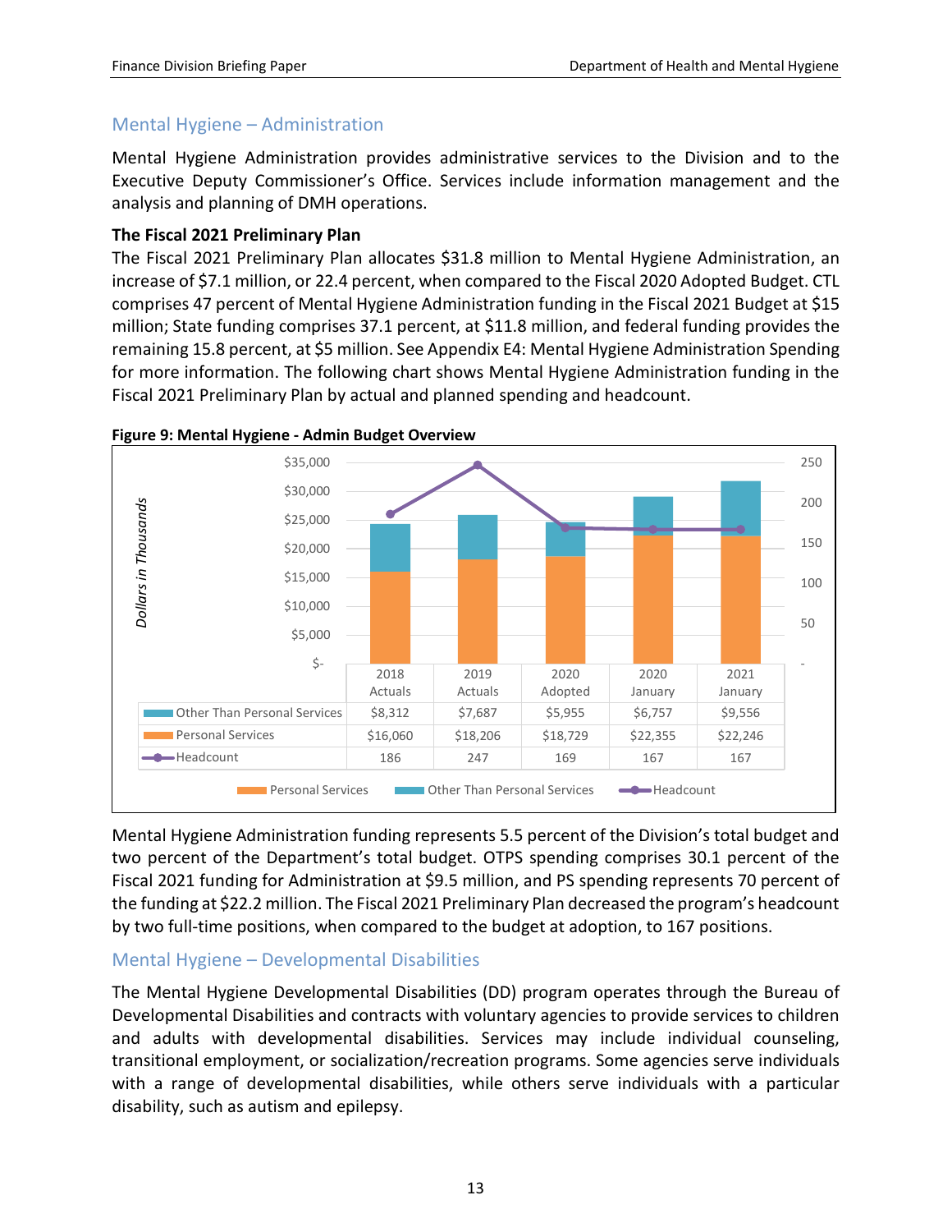## Mental Hygiene – Administration

Mental Hygiene Administration provides administrative services to the Division and to the Executive Deputy Commissioner's Office. Services include information management and the analysis and planning of DMH operations.

**The Fiscal 2021 Preliminary Plan**

The Fiscal 2021 Preliminary Plan allocates $31.8 million to Mental Hygiene Administration, an increase of $7.1 million, or 22.4 percent, when compared to the Fiscal 2020 Adopted Budget. CTL comprises 47 percent of Mental Hygiene Administration funding in the Fiscal 2021 Budget at $15 million; State funding comprises 37.1 percent, at $11.8 million, and federal funding provides the remaining 15.8 percent, at $5 million. See Appendix E4: Mental Hygiene Administration Spending for more information. The following chart shows Mental Hygiene Administration funding in the Fiscal 2021 Preliminary Plan by actual and planned spending and headcount.

**Figure 9: Mental Hygiene - Admin Budget Overview**

*Dollars in Thousands*

| | 2018 Actuals | 2019 Actuals | 2020 Adopted | 2020 January | 2021 January |
|---|---|---|---|---|---|
| Other Than Personal Services | $8,312 | $7,687 | $5,955 | $6,757 | $9,556 |
| Personal Services | $16,060 | $18,206 | $18,729 | $22,355 | $22,246 |
| Headcount | 186 | 247 | 169 | 167 | 167 |

Mental Hygiene Administration funding represents 5.5 percent of the Division's total budget and two percent of the Department's total budget. OTPS spending comprises 30.1 percent of the Fiscal 2021 funding for Administration at $9.5 million, and PS spending represents 70 percent of the funding at $22.2 million. The Fiscal 2021 Preliminary Plan decreased the program's headcount by two full-time positions, when compared to the budget at adoption, to 167 positions.

## Mental Hygiene – Developmental Disabilities

The Mental Hygiene Developmental Disabilities (DD) program operates through the Bureau of Developmental Disabilities and contracts with voluntary agencies to provide services to children and adults with developmental disabilities. Services may include individual counseling, transitional employment, or socialization/recreation programs. Some agencies serve individuals with a range of developmental disabilities, while others serve individuals with a particular disability, such as autism and epilepsy.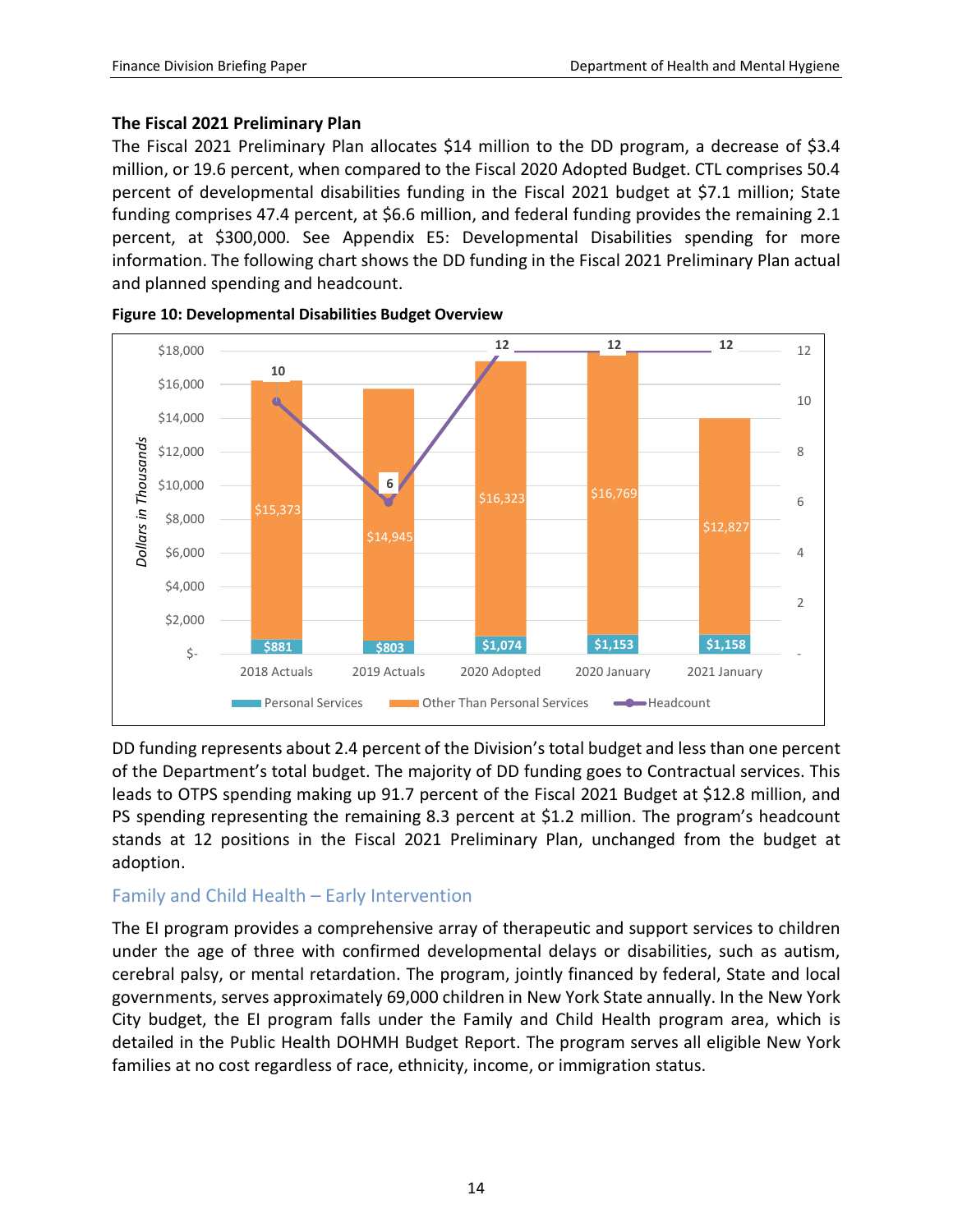### The Fiscal 2021 Preliminary Plan

The Fiscal 2021 Preliminary Plan allocates $14 million to the DD program, a decrease of $3.4 million, or 19.6 percent, when compared to the Fiscal 2020 Adopted Budget. CTL comprises 50.4 percent of developmental disabilities funding in the Fiscal 2021 budget at $7.1 million; State funding comprises 47.4 percent, at $6.6 million, and federal funding provides the remaining 2.1 percent, at $300,000. See Appendix E5: Developmental Disabilities spending for more information. The following chart shows the DD funding in the Fiscal 2021 Preliminary Plan actual and planned spending and headcount.

**Figure 10: Developmental Disabilities Budget Overview**

| Dollars in Thousands | 2018 Actuals | 2019 Actuals | 2020 Adopted | 2020 January | 2021 January |
|---|---|---|---|---|---|
| Personal Services | $881 | $803 | $1,074 | $1,153 | $1,158 |
| Other Than Personal Services | $15,373 | $14,945 | $16,323 | $16,769 | $12,827 |
| Headcount | 10 | 6 | 12 | 12 | 12 |

DD funding represents about 2.4 percent of the Division's total budget and less than one percent of the Department's total budget. The majority of DD funding goes to Contractual services. This leads to OTPS spending making up 91.7 percent of the Fiscal 2021 Budget at $12.8 million, and PS spending representing the remaining 8.3 percent at $1.2 million. The program's headcount stands at 12 positions in the Fiscal 2021 Preliminary Plan, unchanged from the budget at adoption.

## Family and Child Health – Early Intervention

The EI program provides a comprehensive array of therapeutic and support services to children under the age of three with confirmed developmental delays or disabilities, such as autism, cerebral palsy, or mental retardation. The program, jointly financed by federal, State and local governments, serves approximately 69,000 children in New York State annually. In the New York City budget, the EI program falls under the Family and Child Health program area, which is detailed in the Public Health DOHMH Budget Report. The program serves all eligible New York families at no cost regardless of race, ethnicity, income, or immigration status.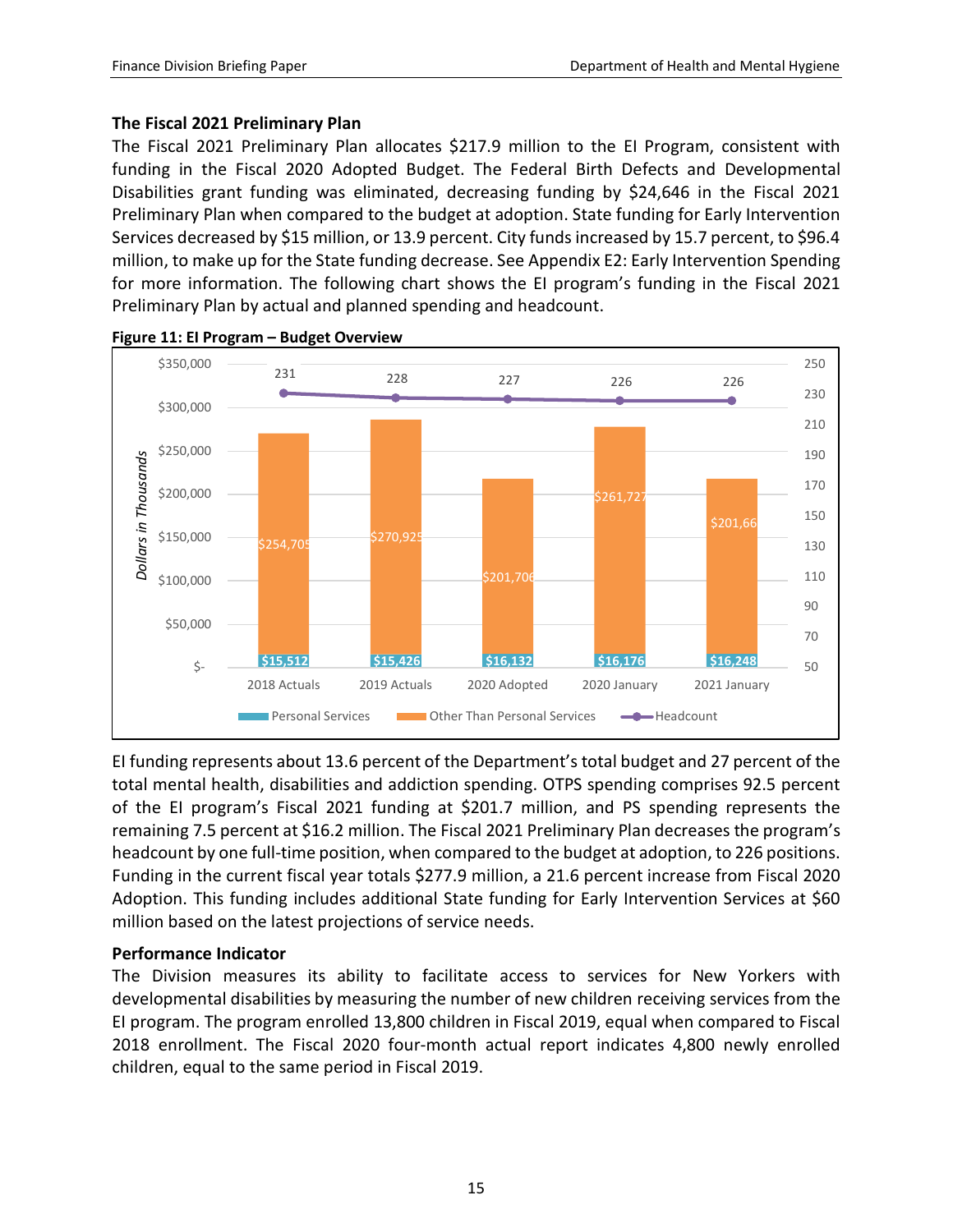### The Fiscal 2021 Preliminary Plan

The Fiscal 2021 Preliminary Plan allocates $217.9 million to the EI Program, consistent with funding in the Fiscal 2020 Adopted Budget. The Federal Birth Defects and Developmental Disabilities grant funding was eliminated, decreasing funding by $24,646 in the Fiscal 2021 Preliminary Plan when compared to the budget at adoption. State funding for Early Intervention Services decreased by $15 million, or 13.9 percent. City funds increased by 15.7 percent, to $96.4 million, to make up for the State funding decrease. See Appendix E2: Early Intervention Spending for more information. The following chart shows the EI program's funding in the Fiscal 2021 Preliminary Plan by actual and planned spending and headcount.

**Figure 11: EI Program – Budget Overview**

| (Dollars in Thousands) | 2018 Actuals | 2019 Actuals | 2020 Adopted | 2020 January | 2021 January |
|---|---|---|---|---|---|
| Personal Services | $15,512 | $15,426 | $16,132 | $16,176 | $16,248 |
| Other Than Personal Services | $254,705 | $270,925 | $201,706 | $261,727 | $201,66 |
| Headcount | 231 | 228 | 227 | 226 | 226 |

EI funding represents about 13.6 percent of the Department's total budget and 27 percent of the total mental health, disabilities and addiction spending. OTPS spending comprises 92.5 percent of the EI program's Fiscal 2021 funding at $201.7 million, and PS spending represents the remaining 7.5 percent at $16.2 million. The Fiscal 2021 Preliminary Plan decreases the program's headcount by one full-time position, when compared to the budget at adoption, to 226 positions. Funding in the current fiscal year totals $277.9 million, a 21.6 percent increase from Fiscal 2020 Adoption. This funding includes additional State funding for Early Intervention Services at $60 million based on the latest projections of service needs.

### Performance Indicator

The Division measures its ability to facilitate access to services for New Yorkers with developmental disabilities by measuring the number of new children receiving services from the EI program. The program enrolled 13,800 children in Fiscal 2019, equal when compared to Fiscal 2018 enrollment. The Fiscal 2020 four-month actual report indicates 4,800 newly enrolled children, equal to the same period in Fiscal 2019.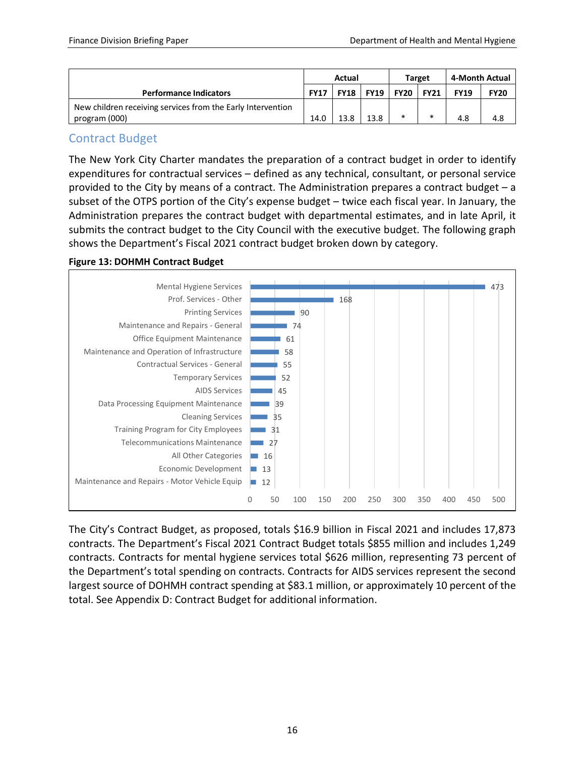| Performance Indicators | Actual | | | Target | | 4-Month Actual | |
|---|---|---|---|---|---|---|---|
| | FY17 | FY18 | FY19 | FY20 | FY21 | FY19 | FY20 |
| New children receiving services from the Early Intervention program (000) | 14.0 | 13.8 | 13.8 | * | * | 4.8 | 4.8 |

## Contract Budget

The New York City Charter mandates the preparation of a contract budget in order to identify expenditures for contractual services – defined as any technical, consultant, or personal service provided to the City by means of a contract. The Administration prepares a contract budget – a subset of the OTPS portion of the City's expense budget – twice each fiscal year. In January, the Administration prepares the contract budget with departmental estimates, and in late April, it submits the contract budget to the City Council with the executive budget. The following graph shows the Department's Fiscal 2021 contract budget broken down by category.

**Figure 13: DOHMH Contract Budget**

| Category | Value |
|---|---|
| Mental Hygiene Services | 473 |
| Prof. Services - Other | 168 |
| Printing Services | 90 |
| Maintenance and Repairs - General | 74 |
| Office Equipment Maintenance | 61 |
| Maintenance and Operation of Infrastructure | 58 |
| Contractual Services - General | 55 |
| Temporary Services | 52 |
| AIDS Services | 45 |
| Data Processing Equipment Maintenance | 39 |
| Cleaning Services | 35 |
| Training Program for City Employees | 31 |
| Telecommunications Maintenance | 27 |
| All Other Categories | 16 |
| Economic Development | 13 |
| Maintenance and Repairs - Motor Vehicle Equip | 12 |

The City's Contract Budget, as proposed, totals $16.9 billion in Fiscal 2021 and includes 17,873 contracts. The Department's Fiscal 2021 Contract Budget totals $855 million and includes 1,249 contracts. Contracts for mental hygiene services total $626 million, representing 73 percent of the Department's total spending on contracts. Contracts for AIDS services represent the second largest source of DOHMH contract spending at $83.1 million, or approximately 10 percent of the total. See Appendix D: Contract Budget for additional information.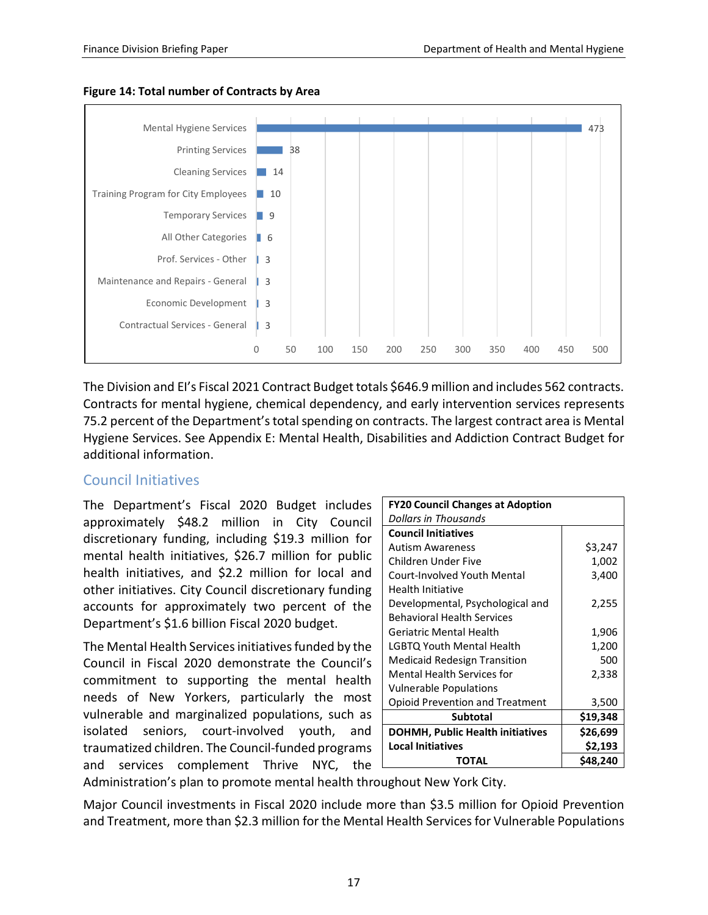**Figure 14: Total number of Contracts by Area**

| Area | Number of Contracts |
|---|---|
| Mental Hygiene Services | 473 |
| Printing Services | 38 |
| Cleaning Services | 14 |
| Training Program for City Employees | 10 |
| Temporary Services | 9 |
| All Other Categories | 6 |
| Prof. Services - Other | 3 |
| Maintenance and Repairs - General | 3 |
| Economic Development | 3 |
| Contractual Services - General | 3 |

The Division and EI's Fiscal 2021 Contract Budget totals $646.9 million and includes 562 contracts. Contracts for mental hygiene, chemical dependency, and early intervention services represents 75.2 percent of the Department's total spending on contracts. The largest contract area is Mental Hygiene Services. See Appendix E: Mental Health, Disabilities and Addiction Contract Budget for additional information.

## Council Initiatives

The Department's Fiscal 2020 Budget includes approximately $48.2 million in City Council discretionary funding, including $19.3 million for mental health initiatives, $26.7 million for public health initiatives, and $2.2 million for local and other initiatives. City Council discretionary funding accounts for approximately two percent of the Department's $1.6 billion Fiscal 2020 budget.

The Mental Health Services initiatives funded by the Council in Fiscal 2020 demonstrate the Council's commitment to supporting the mental health needs of New Yorkers, particularly the most vulnerable and marginalized populations, such as isolated seniors, court-involved youth, and traumatized children. The Council-funded programs and services complement Thrive NYC, the Administration's plan to promote mental health throughout New York City.

| **FY20 Council Changes at Adoption** *Dollars in Thousands* | |
|---|---|
| **Council Initiatives** | |
| Autism Awareness | $3,247 |
| Children Under Five | 1,002 |
| Court-Involved Youth Mental Health Initiative | 3,400 |
| Developmental, Psychological and Behavioral Health Services | 2,255 |
| Geriatric Mental Health | 1,906 |
| LGBTQ Youth Mental Health | 1,200 |
| Medicaid Redesign Transition | 500 |
| Mental Health Services for Vulnerable Populations | 2,338 |
| Opioid Prevention and Treatment | 3,500 |
| **Subtotal** | **$19,348** |
| **DOHMH, Public Health initiatives** | **$26,699** |
| **Local Initiatives** | **$2,193** |
| **TOTAL** | **$48,240** |

Major Council investments in Fiscal 2020 include more than $3.5 million for Opioid Prevention and Treatment, more than $2.3 million for the Mental Health Services for Vulnerable Populations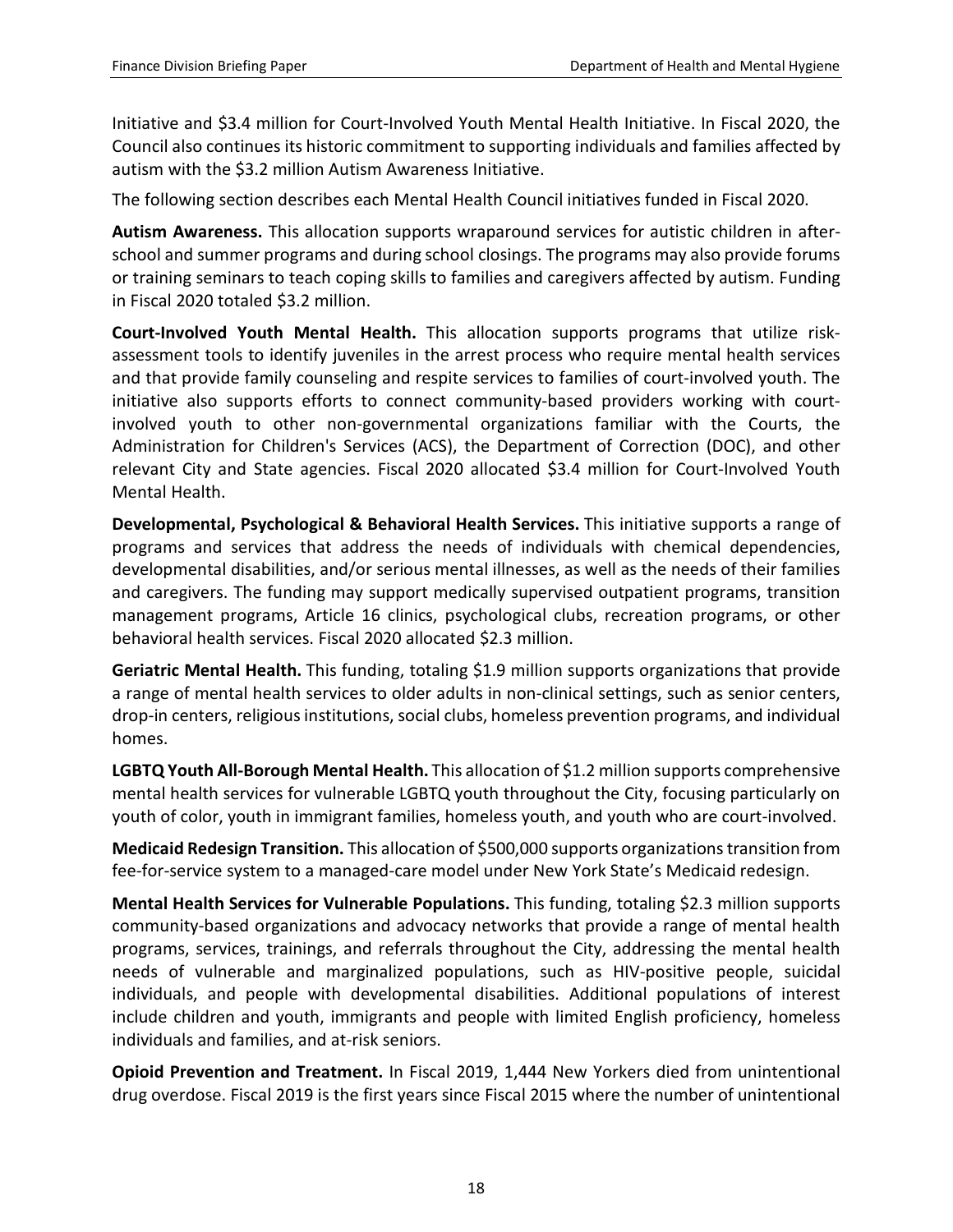Initiative and $3.4 million for Court-Involved Youth Mental Health Initiative. In Fiscal 2020, the Council also continues its historic commitment to supporting individuals and families affected by autism with the $3.2 million Autism Awareness Initiative.

The following section describes each Mental Health Council initiatives funded in Fiscal 2020.

**Autism Awareness.** This allocation supports wraparound services for autistic children in after-school and summer programs and during school closings. The programs may also provide forums or training seminars to teach coping skills to families and caregivers affected by autism. Funding in Fiscal 2020 totaled $3.2 million.

**Court-Involved Youth Mental Health.** This allocation supports programs that utilize risk-assessment tools to identify juveniles in the arrest process who require mental health services and that provide family counseling and respite services to families of court-involved youth. The initiative also supports efforts to connect community-based providers working with court-involved youth to other non-governmental organizations familiar with the Courts, the Administration for Children's Services (ACS), the Department of Correction (DOC), and other relevant City and State agencies. Fiscal 2020 allocated $3.4 million for Court-Involved Youth Mental Health.

**Developmental, Psychological & Behavioral Health Services.** This initiative supports a range of programs and services that address the needs of individuals with chemical dependencies, developmental disabilities, and/or serious mental illnesses, as well as the needs of their families and caregivers. The funding may support medically supervised outpatient programs, transition management programs, Article 16 clinics, psychological clubs, recreation programs, or other behavioral health services. Fiscal 2020 allocated $2.3 million.

**Geriatric Mental Health.** This funding, totaling $1.9 million supports organizations that provide a range of mental health services to older adults in non-clinical settings, such as senior centers, drop-in centers, religious institutions, social clubs, homeless prevention programs, and individual homes.

**LGBTQ Youth All-Borough Mental Health.** This allocation of $1.2 million supports comprehensive mental health services for vulnerable LGBTQ youth throughout the City, focusing particularly on youth of color, youth in immigrant families, homeless youth, and youth who are court-involved.

**Medicaid Redesign Transition.** This allocation of $500,000 supports organizations transition from fee-for-service system to a managed-care model under New York State's Medicaid redesign.

**Mental Health Services for Vulnerable Populations.** This funding, totaling $2.3 million supports community-based organizations and advocacy networks that provide a range of mental health programs, services, trainings, and referrals throughout the City, addressing the mental health needs of vulnerable and marginalized populations, such as HIV-positive people, suicidal individuals, and people with developmental disabilities. Additional populations of interest include children and youth, immigrants and people with limited English proficiency, homeless individuals and families, and at-risk seniors.

**Opioid Prevention and Treatment.** In Fiscal 2019, 1,444 New Yorkers died from unintentional drug overdose. Fiscal 2019 is the first years since Fiscal 2015 where the number of unintentional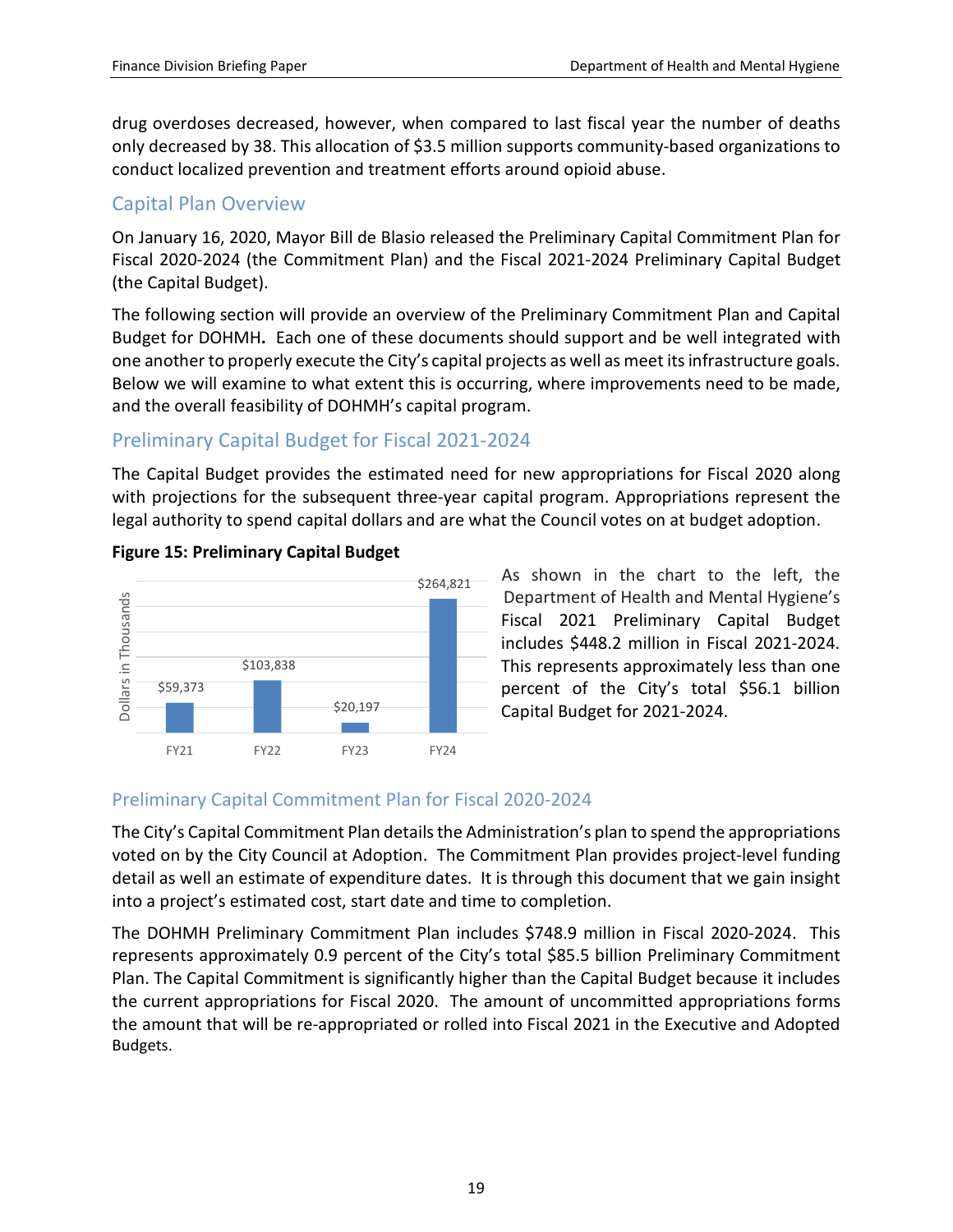drug overdoses decreased, however, when compared to last fiscal year the number of deaths only decreased by 38. This allocation of $3.5 million supports community-based organizations to conduct localized prevention and treatment efforts around opioid abuse.

## Capital Plan Overview

On January 16, 2020, Mayor Bill de Blasio released the Preliminary Capital Commitment Plan for Fiscal 2020-2024 (the Commitment Plan) and the Fiscal 2021-2024 Preliminary Capital Budget (the Capital Budget).

The following section will provide an overview of the Preliminary Commitment Plan and Capital Budget for DOHMH**.** Each one of these documents should support and be well integrated with one another to properly execute the City's capital projects as well as meet its infrastructure goals. Below we will examine to what extent this is occurring, where improvements need to be made, and the overall feasibility of DOHMH's capital program.

## Preliminary Capital Budget for Fiscal 2021-2024

The Capital Budget provides the estimated need for new appropriations for Fiscal 2020 along with projections for the subsequent three-year capital program. Appropriations represent the legal authority to spend capital dollars and are what the Council votes on at budget adoption.

**Figure 15: Preliminary Capital Budget**

| | FY21 | FY22 | FY23 | FY24 |
|---|---|---|---|---|
| Dollars in Thousands | $59,373 | $103,838 | $20,197 | $264,821 |

As shown in the chart to the left, the Department of Health and Mental Hygiene's Fiscal 2021 Preliminary Capital Budget includes $448.2 million in Fiscal 2021-2024. This represents approximately less than one percent of the City's total $56.1 billion Capital Budget for 2021-2024.

## Preliminary Capital Commitment Plan for Fiscal 2020-2024

The City's Capital Commitment Plan details the Administration's plan to spend the appropriations voted on by the City Council at Adoption. The Commitment Plan provides project-level funding detail as well an estimate of expenditure dates. It is through this document that we gain insight into a project's estimated cost, start date and time to completion.

The DOHMH Preliminary Commitment Plan includes $748.9 million in Fiscal 2020-2024. This represents approximately 0.9 percent of the City's total $85.5 billion Preliminary Commitment Plan. The Capital Commitment is significantly higher than the Capital Budget because it includes the current appropriations for Fiscal 2020. The amount of uncommitted appropriations forms the amount that will be re-appropriated or rolled into Fiscal 2021 in the Executive and Adopted Budgets.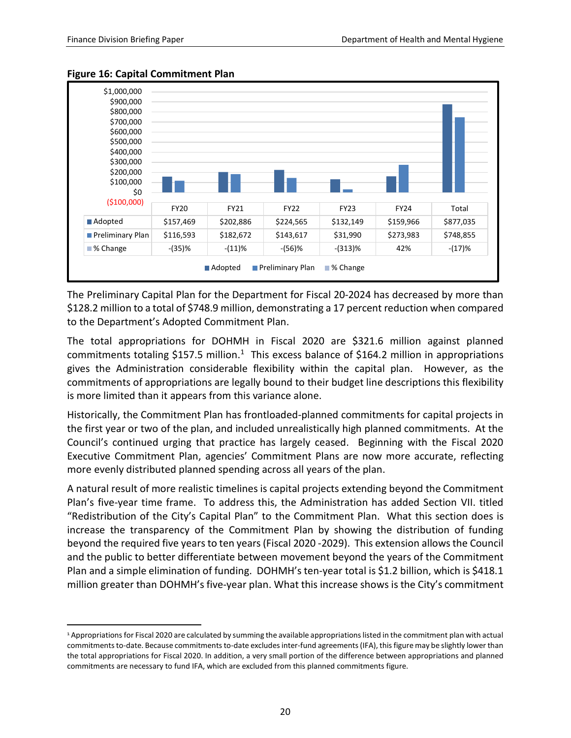**Figure 16: Capital Commitment Plan**

| | FY20 | FY21 | FY22 | FY23 | FY24 | Total |
|---|---|---|---|---|---|---|
| Adopted | $157,469 | $202,886 | $224,565 | $132,149 | $159,966 | $877,035 |
| Preliminary Plan | $116,593 | $182,672 | $143,617 | $31,990 | $273,983 | $748,855 |
| % Change | -(35)% | -(11)% | -(56)% | -(313)% | 42% | -(17)% |

The Preliminary Capital Plan for the Department for Fiscal 20-2024 has decreased by more than $128.2 million to a total of $748.9 million, demonstrating a 17 percent reduction when compared to the Department's Adopted Commitment Plan.

The total appropriations for DOHMH in Fiscal 2020 are $321.6 million against planned commitments totaling $157.5 million.[1] This excess balance of $164.2 million in appropriations gives the Administration considerable flexibility within the capital plan. However, as the commitments of appropriations are legally bound to their budget line descriptions this flexibility is more limited than it appears from this variance alone.

Historically, the Commitment Plan has frontloaded-planned commitments for capital projects in the first year or two of the plan, and included unrealistically high planned commitments. At the Council's continued urging that practice has largely ceased. Beginning with the Fiscal 2020 Executive Commitment Plan, agencies' Commitment Plans are now more accurate, reflecting more evenly distributed planned spending across all years of the plan.

A natural result of more realistic timelines is capital projects extending beyond the Commitment Plan's five-year time frame. To address this, the Administration has added Section VII. titled "Redistribution of the City's Capital Plan" to the Commitment Plan. What this section does is increase the transparency of the Commitment Plan by showing the distribution of funding beyond the required five years to ten years (Fiscal 2020 -2029). This extension allows the Council and the public to better differentiate between movement beyond the years of the Commitment Plan and a simple elimination of funding. DOHMH's ten-year total is $1.2 billion, which is $418.1 million greater than DOHMH's five-year plan. What this increase shows is the City's commitment

---

[1] Appropriations for Fiscal 2020 are calculated by summing the available appropriations listed in the commitment plan with actual commitments to-date. Because commitments to-date excludes inter-fund agreements (IFA), this figure may be slightly lower than the total appropriations for Fiscal 2020. In addition, a very small portion of the difference between appropriations and planned commitments are necessary to fund IFA, which are excluded from this planned commitments figure.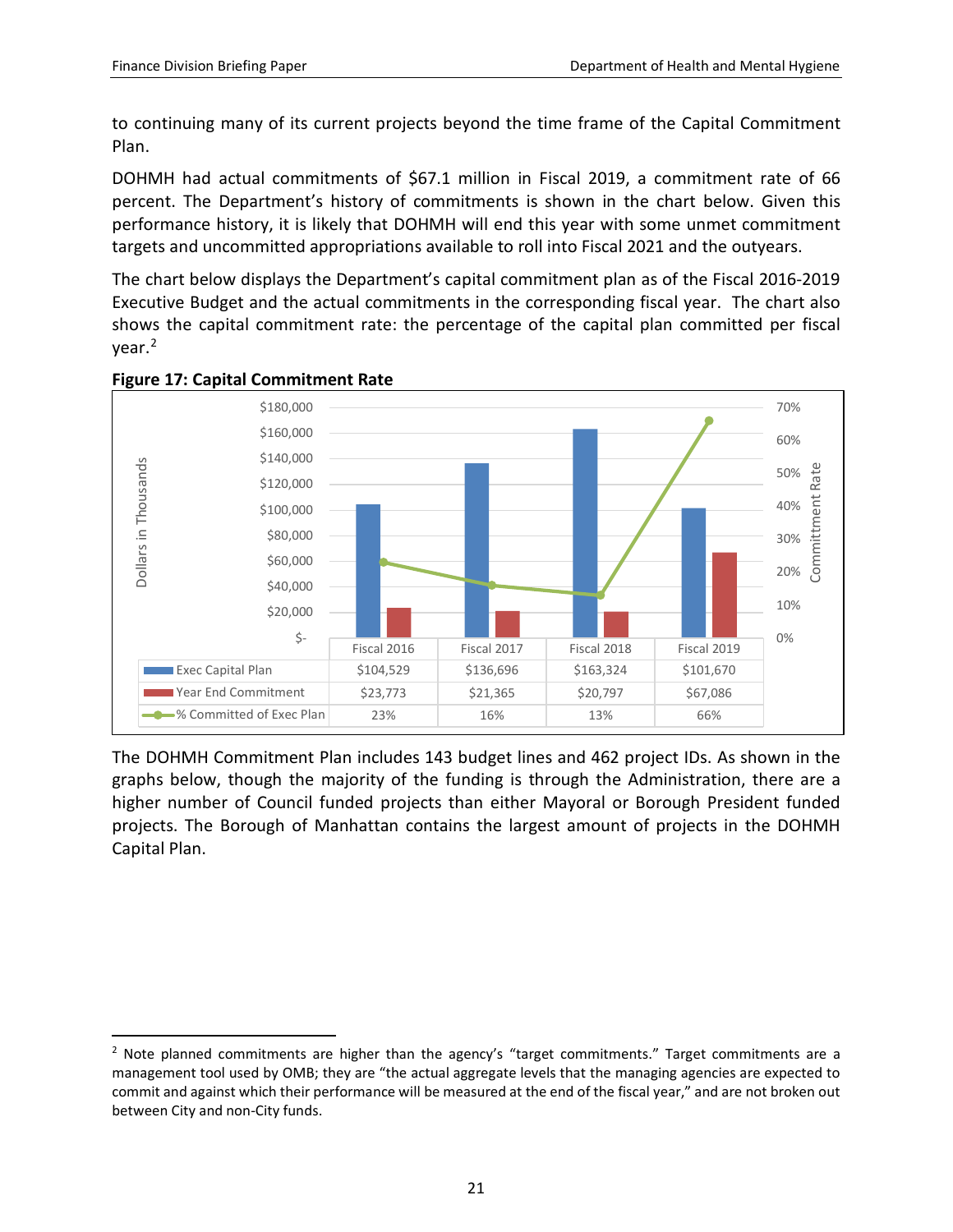to continuing many of its current projects beyond the time frame of the Capital Commitment Plan.

DOHMH had actual commitments of $67.1 million in Fiscal 2019, a commitment rate of 66 percent. The Department's history of commitments is shown in the chart below. Given this performance history, it is likely that DOHMH will end this year with some unmet commitment targets and uncommitted appropriations available to roll into Fiscal 2021 and the outyears.

The chart below displays the Department's capital commitment plan as of the Fiscal 2016-2019 Executive Budget and the actual commitments in the corresponding fiscal year. The chart also shows the capital commitment rate: the percentage of the capital plan committed per fiscal year.[2]

**Figure 17: Capital Commitment Rate**

| | Fiscal 2016 | Fiscal 2017 | Fiscal 2018 | Fiscal 2019 |
|---|---|---|---|---|
| Exec Capital Plan | $104,529 | $136,696 | $163,324 | $101,670 |
| Year End Commitment | $23,773 | $21,365 | $20,797 | $67,086 |
| % Committed of Exec Plan | 23% | 16% | 13% | 66% |

The DOHMH Commitment Plan includes 143 budget lines and 462 project IDs. As shown in the graphs below, though the majority of the funding is through the Administration, there are a higher number of Council funded projects than either Mayoral or Borough President funded projects. The Borough of Manhattan contains the largest amount of projects in the DOHMH Capital Plan.

[2] Note planned commitments are higher than the agency's "target commitments." Target commitments are a management tool used by OMB; they are "the actual aggregate levels that the managing agencies are expected to commit and against which their performance will be measured at the end of the fiscal year," and are not broken out between City and non-City funds.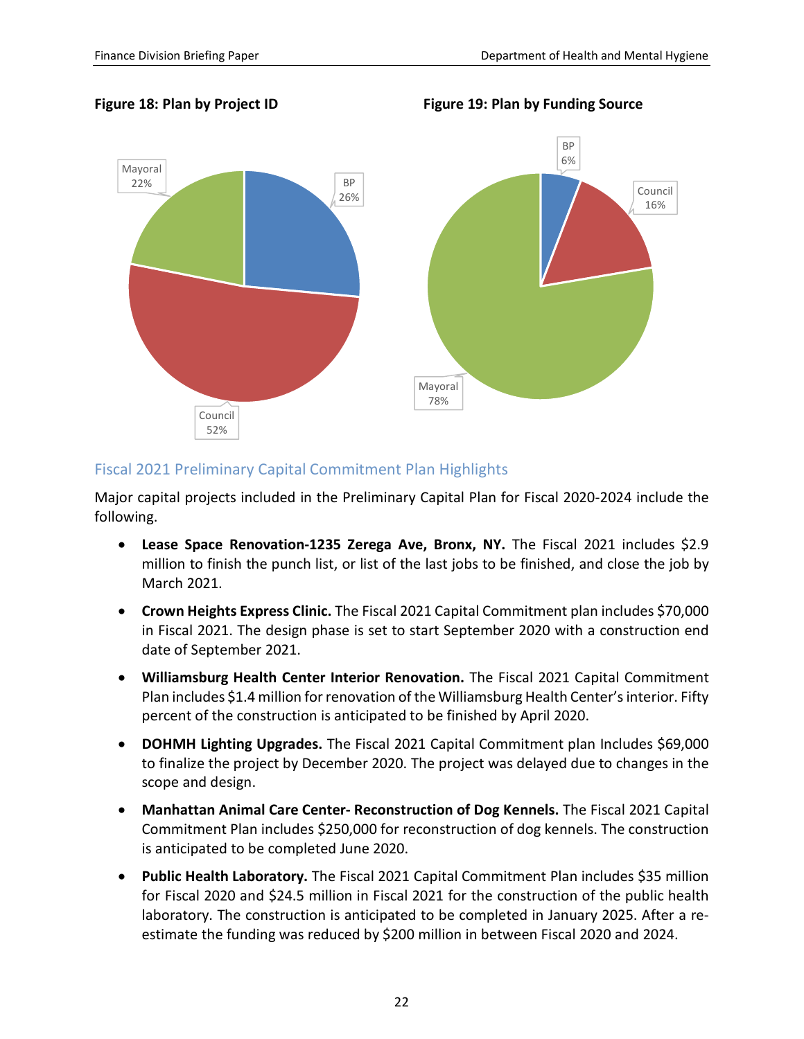**Figure 18: Plan by Project ID**

Mayoral 22%

BP 26%

Council 52%

**Figure 19: Plan by Funding Source**

BP 6%

Council 16%

Mayoral 78%

## Fiscal 2021 Preliminary Capital Commitment Plan Highlights

Major capital projects included in the Preliminary Capital Plan for Fiscal 2020-2024 include the following.

- **Lease Space Renovation-1235 Zerega Ave, Bronx, NY.** The Fiscal 2021 includes $2.9 million to finish the punch list, or list of the last jobs to be finished, and close the job by March 2021.
- **Crown Heights Express Clinic.** The Fiscal 2021 Capital Commitment plan includes $70,000 in Fiscal 2021. The design phase is set to start September 2020 with a construction end date of September 2021.
- **Williamsburg Health Center Interior Renovation.** The Fiscal 2021 Capital Commitment Plan includes $1.4 million for renovation of the Williamsburg Health Center's interior. Fifty percent of the construction is anticipated to be finished by April 2020.
- **DOHMH Lighting Upgrades.** The Fiscal 2021 Capital Commitment plan Includes $69,000 to finalize the project by December 2020. The project was delayed due to changes in the scope and design.
- **Manhattan Animal Care Center- Reconstruction of Dog Kennels.** The Fiscal 2021 Capital Commitment Plan includes $250,000 for reconstruction of dog kennels. The construction is anticipated to be completed June 2020.
- **Public Health Laboratory.** The Fiscal 2021 Capital Commitment Plan includes $35 million for Fiscal 2020 and $24.5 million in Fiscal 2021 for the construction of the public health laboratory. The construction is anticipated to be completed in January 2025. After a re-estimate the funding was reduced by $200 million in between Fiscal 2020 and 2024.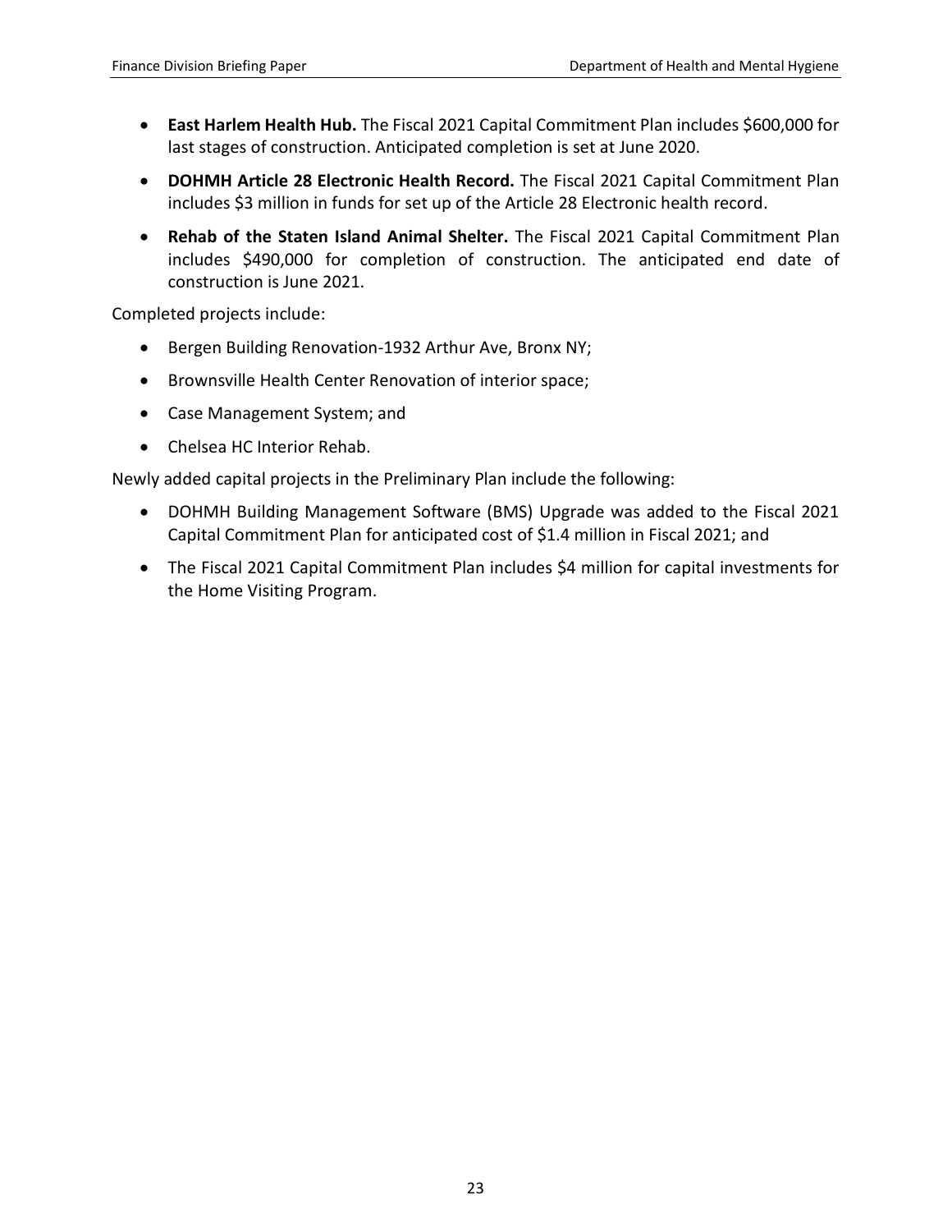- **East Harlem Health Hub.** The Fiscal 2021 Capital Commitment Plan includes $600,000 for last stages of construction. Anticipated completion is set at June 2020.
- **DOHMH Article 28 Electronic Health Record.** The Fiscal 2021 Capital Commitment Plan includes $3 million in funds for set up of the Article 28 Electronic health record.
- **Rehab of the Staten Island Animal Shelter.** The Fiscal 2021 Capital Commitment Plan includes $490,000 for completion of construction. The anticipated end date of construction is June 2021.

Completed projects include:

- Bergen Building Renovation-1932 Arthur Ave, Bronx NY;
- Brownsville Health Center Renovation of interior space;
- Case Management System; and
- Chelsea HC Interior Rehab.

Newly added capital projects in the Preliminary Plan include the following:

- DOHMH Building Management Software (BMS) Upgrade was added to the Fiscal 2021 Capital Commitment Plan for anticipated cost of $1.4 million in Fiscal 2021; and
- The Fiscal 2021 Capital Commitment Plan includes $4 million for capital investments for the Home Visiting Program.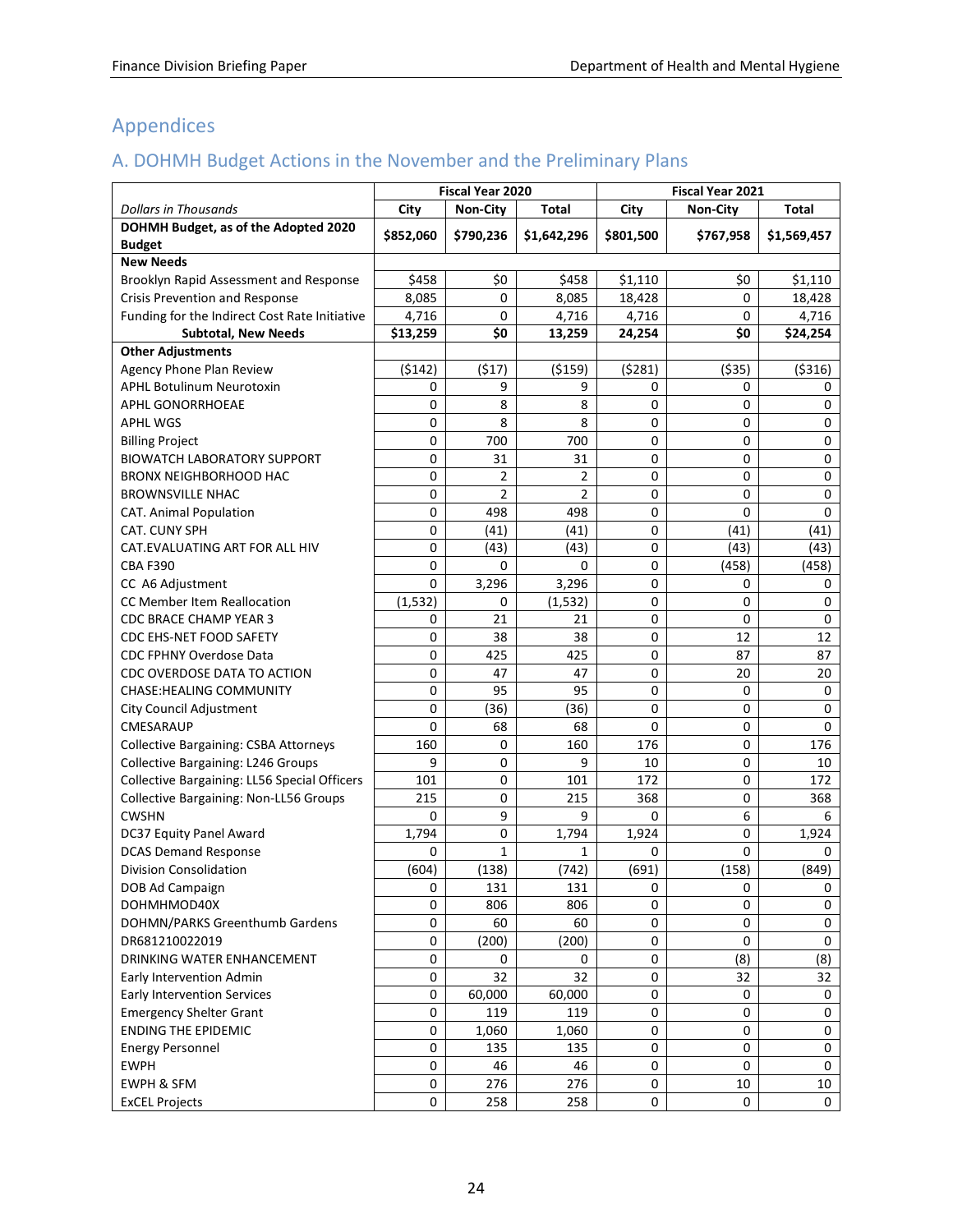## Appendices

### A. DOHMH Budget Actions in the November and the Preliminary Plans

| | Fiscal Year 2020 | | | Fiscal Year 2021 | | |
|---|---|---|---|---|---|---|
| *Dollars in Thousands* | City | Non-City | Total | City | Non-City | Total |
| **DOHMH Budget, as of the Adopted 2020 Budget** | **$852,060** | **$790,236** | **$1,642,296** | **$801,500** | **$767,958** | **$1,569,457** |
| **New Needs** | | | | | | |
| Brooklyn Rapid Assessment and Response | $458 | $0 | $458 | $1,110 | $0 | $1,110 |
| Crisis Prevention and Response | 8,085 | 0 | 8,085 | 18,428 | 0 | 18,428 |
| Funding for the Indirect Cost Rate Initiative | 4,716 | 0 | 4,716 | 4,716 | 0 | 4,716 |
| **Subtotal, New Needs** | **$13,259** | **$0** | **13,259** | **24,254** | **$0** | **$24,254** |
| **Other Adjustments** | | | | | | |
| Agency Phone Plan Review | ($142) | ($17) | ($159) | ($281) | ($35) | ($316) |
| APHL Botulinum Neurotoxin | 0 | 9 | 9 | 0 | 0 | 0 |
| APHL GONORRHOEAE | 0 | 8 | 8 | 0 | 0 | 0 |
| APHL WGS | 0 | 8 | 8 | 0 | 0 | 0 |
| Billing Project | 0 | 700 | 700 | 0 | 0 | 0 |
| BIOWATCH LABORATORY SUPPORT | 0 | 31 | 31 | 0 | 0 | 0 |
| BRONX NEIGHBORHOOD HAC | 0 | 2 | 2 | 0 | 0 | 0 |
| BROWNSVILLE NHAC | 0 | 2 | 2 | 0 | 0 | 0 |
| CAT. Animal Population | 0 | 498 | 498 | 0 | 0 | 0 |
| CAT. CUNY SPH | 0 | (41) | (41) | 0 | (41) | (41) |
| CAT.EVALUATING ART FOR ALL HIV | 0 | (43) | (43) | 0 | (43) | (43) |
| CBA F390 | 0 | 0 | 0 | 0 | (458) | (458) |
| CC A6 Adjustment | 0 | 3,296 | 3,296 | 0 | 0 | 0 |
| CC Member Item Reallocation | (1,532) | 0 | (1,532) | 0 | 0 | 0 |
| CDC BRACE CHAMP YEAR 3 | 0 | 21 | 21 | 0 | 0 | 0 |
| CDC EHS-NET FOOD SAFETY | 0 | 38 | 38 | 0 | 12 | 12 |
| CDC FPHNY Overdose Data | 0 | 425 | 425 | 0 | 87 | 87 |
| CDC OVERDOSE DATA TO ACTION | 0 | 47 | 47 | 0 | 20 | 20 |
| CHASE:HEALING COMMUNITY | 0 | 95 | 95 | 0 | 0 | 0 |
| City Council Adjustment | 0 | (36) | (36) | 0 | 0 | 0 |
| CMESARAUP | 0 | 68 | 68 | 0 | 0 | 0 |
| Collective Bargaining: CSBA Attorneys | 160 | 0 | 160 | 176 | 0 | 176 |
| Collective Bargaining: L246 Groups | 9 | 0 | 9 | 10 | 0 | 10 |
| Collective Bargaining: LL56 Special Officers | 101 | 0 | 101 | 172 | 0 | 172 |
| Collective Bargaining: Non-LL56 Groups | 215 | 0 | 215 | 368 | 0 | 368 |
| CWSHN | 0 | 9 | 9 | 0 | 6 | 6 |
| DC37 Equity Panel Award | 1,794 | 0 | 1,794 | 1,924 | 0 | 1,924 |
| DCAS Demand Response | 0 | 1 | 1 | 0 | 0 | 0 |
| Division Consolidation | (604) | (138) | (742) | (691) | (158) | (849) |
| DOB Ad Campaign | 0 | 131 | 131 | 0 | 0 | 0 |
| DOHMHMOD40X | 0 | 806 | 806 | 0 | 0 | 0 |
| DOHMN/PARKS Greenthumb Gardens | 0 | 60 | 60 | 0 | 0 | 0 |
| DR681210022019 | 0 | (200) | (200) | 0 | 0 | 0 |
| DRINKING WATER ENHANCEMENT | 0 | 0 | 0 | 0 | (8) | (8) |
| Early Intervention Admin | 0 | 32 | 32 | 0 | 32 | 32 |
| Early Intervention Services | 0 | 60,000 | 60,000 | 0 | 0 | 0 |
| Emergency Shelter Grant | 0 | 119 | 119 | 0 | 0 | 0 |
| ENDING THE EPIDEMIC | 0 | 1,060 | 1,060 | 0 | 0 | 0 |
| Energy Personnel | 0 | 135 | 135 | 0 | 0 | 0 |
| EWPH | 0 | 46 | 46 | 0 | 0 | 0 |
| EWPH & SFM | 0 | 276 | 276 | 0 | 10 | 10 |
| ExCEL Projects | 0 | 258 | 258 | 0 | 0 | 0 |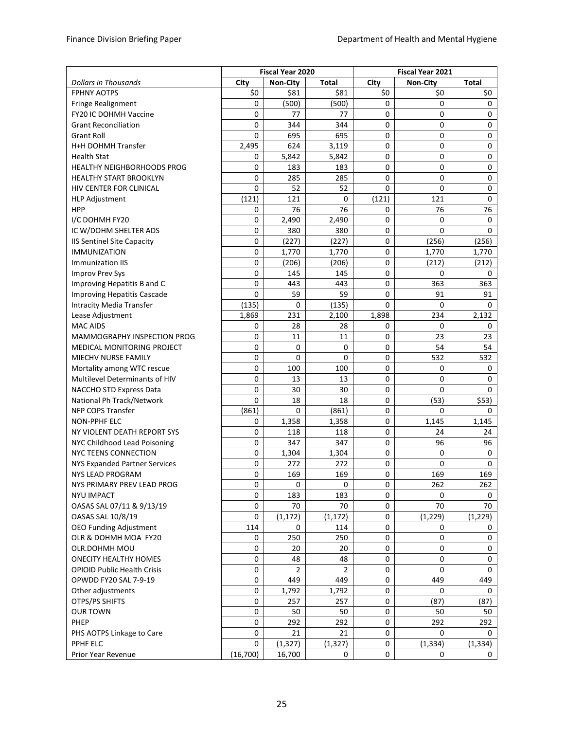| | Fiscal Year 2020 | | | Fiscal Year 2021 | | |
|---|---|---|---|---|---|---|
| *Dollars in Thousands* | City | Non-City | Total | City | Non-City | Total |
| FPHNY AOTPS | $0 | $81 | $81 | $0 | $0 | $0 |
| Fringe Realignment | 0 | (500) | (500) | 0 | 0 | 0 |
| FY20 IC DOHMH Vaccine | 0 | 77 | 77 | 0 | 0 | 0 |
| Grant Reconciliation | 0 | 344 | 344 | 0 | 0 | 0 |
| Grant Roll | 0 | 695 | 695 | 0 | 0 | 0 |
| H+H DOHMH Transfer | 2,495 | 624 | 3,119 | 0 | 0 | 0 |
| Health Stat | 0 | 5,842 | 5,842 | 0 | 0 | 0 |
| HEALTHY NEIGHBORHOODS PROG | 0 | 183 | 183 | 0 | 0 | 0 |
| HEALTHY START BROOKLYN | 0 | 285 | 285 | 0 | 0 | 0 |
| HIV CENTER FOR CLINICAL | 0 | 52 | 52 | 0 | 0 | 0 |
| HLP Adjustment | (121) | 121 | 0 | (121) | 121 | 0 |
| HPP | 0 | 76 | 76 | 0 | 76 | 76 |
| I/C DOHMH FY20 | 0 | 2,490 | 2,490 | 0 | 0 | 0 |
| IC W/DOHM SHELTER ADS | 0 | 380 | 380 | 0 | 0 | 0 |
| IIS Sentinel Site Capacity | 0 | (227) | (227) | 0 | (256) | (256) |
| IMMUNIZATION | 0 | 1,770 | 1,770 | 0 | 1,770 | 1,770 |
| Immunization IIS | 0 | (206) | (206) | 0 | (212) | (212) |
| Improv Prev Sys | 0 | 145 | 145 | 0 | 0 | 0 |
| Improving Hepatitis B and C | 0 | 443 | 443 | 0 | 363 | 363 |
| Improving Hepatitis Cascade | 0 | 59 | 59 | 0 | 91 | 91 |
| Intracity Media Transfer | (135) | 0 | (135) | 0 | 0 | 0 |
| Lease Adjustment | 1,869 | 231 | 2,100 | 1,898 | 234 | 2,132 |
| MAC AIDS | 0 | 28 | 28 | 0 | 0 | 0 |
| MAMMOGRAPHY INSPECTION PROG | 0 | 11 | 11 | 0 | 23 | 23 |
| MEDICAL MONITORING PROJECT | 0 | 0 | 0 | 0 | 54 | 54 |
| MIECHV NURSE FAMILY | 0 | 0 | 0 | 0 | 532 | 532 |
| Mortality among WTC rescue | 0 | 100 | 100 | 0 | 0 | 0 |
| Multilevel Determinants of HIV | 0 | 13 | 13 | 0 | 0 | 0 |
| NACCHO STD Express Data | 0 | 30 | 30 | 0 | 0 | 0 |
| National Ph Track/Network | 0 | 18 | 18 | 0 | (53) | $53) |
| NFP COPS Transfer | (861) | 0 | (861) | 0 | 0 | 0 |
| NON-PPHF ELC | 0 | 1,358 | 1,358 | 0 | 1,145 | 1,145 |
| NY VIOLENT DEATH REPORT SYS | 0 | 118 | 118 | 0 | 24 | 24 |
| NYC Childhood Lead Poisoning | 0 | 347 | 347 | 0 | 96 | 96 |
| NYC TEENS CONNECTION | 0 | 1,304 | 1,304 | 0 | 0 | 0 |
| NYS Expanded Partner Services | 0 | 272 | 272 | 0 | 0 | 0 |
| NYS LEAD PROGRAM | 0 | 169 | 169 | 0 | 169 | 169 |
| NYS PRIMARY PREV LEAD PROG | 0 | 0 | 0 | 0 | 262 | 262 |
| NYU IMPACT | 0 | 183 | 183 | 0 | 0 | 0 |
| OASAS SAL 07/11 & 9/13/19 | 0 | 70 | 70 | 0 | 70 | 70 |
| OASAS SAL 10/8/19 | 0 | (1,172) | (1,172) | 0 | (1,229) | (1,229) |
| OEO Funding Adjustment | 114 | 0 | 114 | 0 | 0 | 0 |
| OLR & DOHMH MOA FY20 | 0 | 250 | 250 | 0 | 0 | 0 |
| OLR.DOHMH MOU | 0 | 20 | 20 | 0 | 0 | 0 |
| ONECITY HEALTHY HOMES | 0 | 48 | 48 | 0 | 0 | 0 |
| OPIOID Public Health Crisis | 0 | 2 | 2 | 0 | 0 | 0 |
| OPWDD FY20 SAL 7-9-19 | 0 | 449 | 449 | 0 | 449 | 449 |
| Other adjustments | 0 | 1,792 | 1,792 | 0 | 0 | 0 |
| OTPS/PS SHIFTS | 0 | 257 | 257 | 0 | (87) | (87) |
| OUR TOWN | 0 | 50 | 50 | 0 | 50 | 50 |
| PHEP | 0 | 292 | 292 | 0 | 292 | 292 |
| PHS AOTPS Linkage to Care | 0 | 21 | 21 | 0 | 0 | 0 |
| PPHF ELC | 0 | (1,327) | (1,327) | 0 | (1,334) | (1,334) |
| Prior Year Revenue | (16,700) | 16,700 | 0 | 0 | 0 | 0 |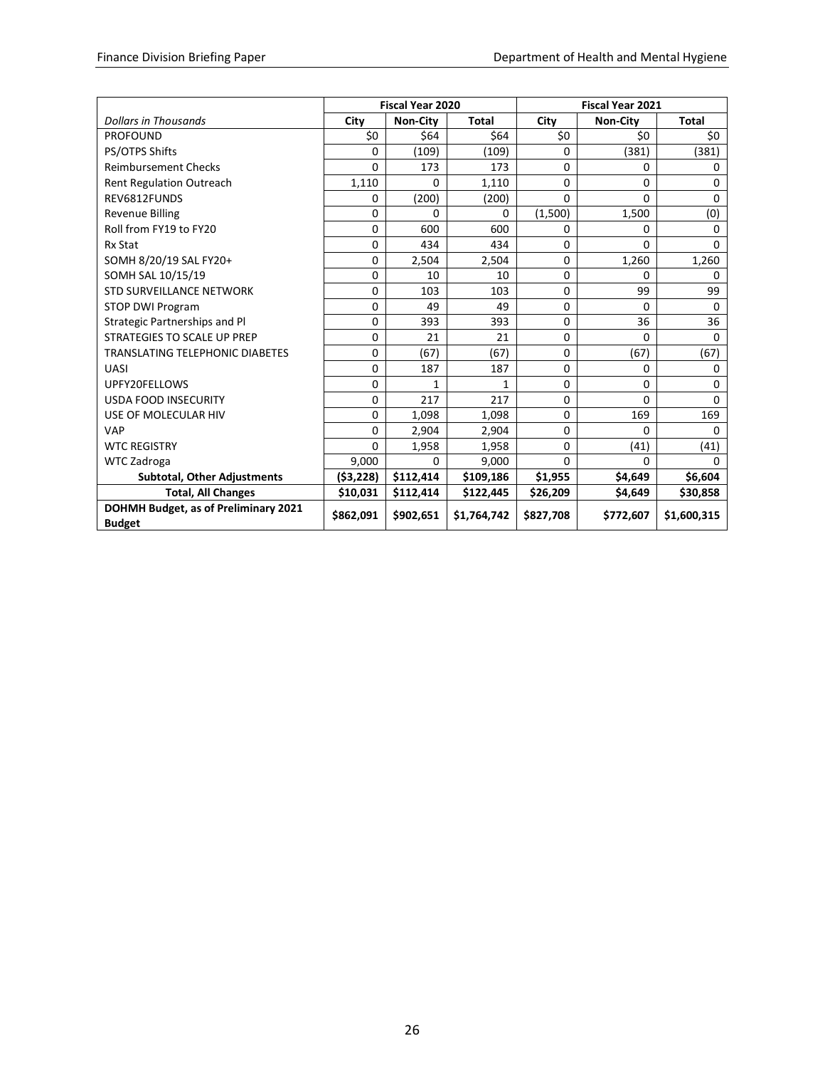| Dollars in Thousands | Fiscal Year 2020 | | | Fiscal Year 2021 | | |
|---|---|---|---|---|---|---|
| | City | Non-City | Total | City | Non-City | Total |
| PROFOUND | $0 | $64 | $64 | $0 | $0 | $0 |
| PS/OTPS Shifts | 0 | (109) | (109) | 0 | (381) | (381) |
| Reimbursement Checks | 0 | 173 | 173 | 0 | 0 | 0 |
| Rent Regulation Outreach | 1,110 | 0 | 1,110 | 0 | 0 | 0 |
| REV6812FUNDS | 0 | (200) | (200) | 0 | 0 | 0 |
| Revenue Billing | 0 | 0 | 0 | (1,500) | 1,500 | (0) |
| Roll from FY19 to FY20 | 0 | 600 | 600 | 0 | 0 | 0 |
| Rx Stat | 0 | 434 | 434 | 0 | 0 | 0 |
| SOMH 8/20/19 SAL FY20+ | 0 | 2,504 | 2,504 | 0 | 1,260 | 1,260 |
| SOMH SAL 10/15/19 | 0 | 10 | 10 | 0 | 0 | 0 |
| STD SURVEILLANCE NETWORK | 0 | 103 | 103 | 0 | 99 | 99 |
| STOP DWI Program | 0 | 49 | 49 | 0 | 0 | 0 |
| Strategic Partnerships and Pl | 0 | 393 | 393 | 0 | 36 | 36 |
| STRATEGIES TO SCALE UP PREP | 0 | 21 | 21 | 0 | 0 | 0 |
| TRANSLATING TELEPHONIC DIABETES | 0 | (67) | (67) | 0 | (67) | (67) |
| UASI | 0 | 187 | 187 | 0 | 0 | 0 |
| UPFY20FELLOWS | 0 | 1 | 1 | 0 | 0 | 0 |
| USDA FOOD INSECURITY | 0 | 217 | 217 | 0 | 0 | 0 |
| USE OF MOLECULAR HIV | 0 | 1,098 | 1,098 | 0 | 169 | 169 |
| VAP | 0 | 2,904 | 2,904 | 0 | 0 | 0 |
| WTC REGISTRY | 0 | 1,958 | 1,958 | 0 | (41) | (41) |
| WTC Zadroga | 9,000 | 0 | 9,000 | 0 | 0 | 0 |
| **Subtotal, Other Adjustments** | **($3,228)** | **$112,414** | **$109,186** | **$1,955** | **$4,649** | **$6,604** |
| **Total, All Changes** | **$10,031** | **$112,414** | **$122,445** | **$26,209** | **$4,649** | **$30,858** |
| **DOHMH Budget, as of Preliminary 2021 Budget** | **$862,091** | **$902,651** | **$1,764,742** | **$827,708** | **$772,607** | **$1,600,315** |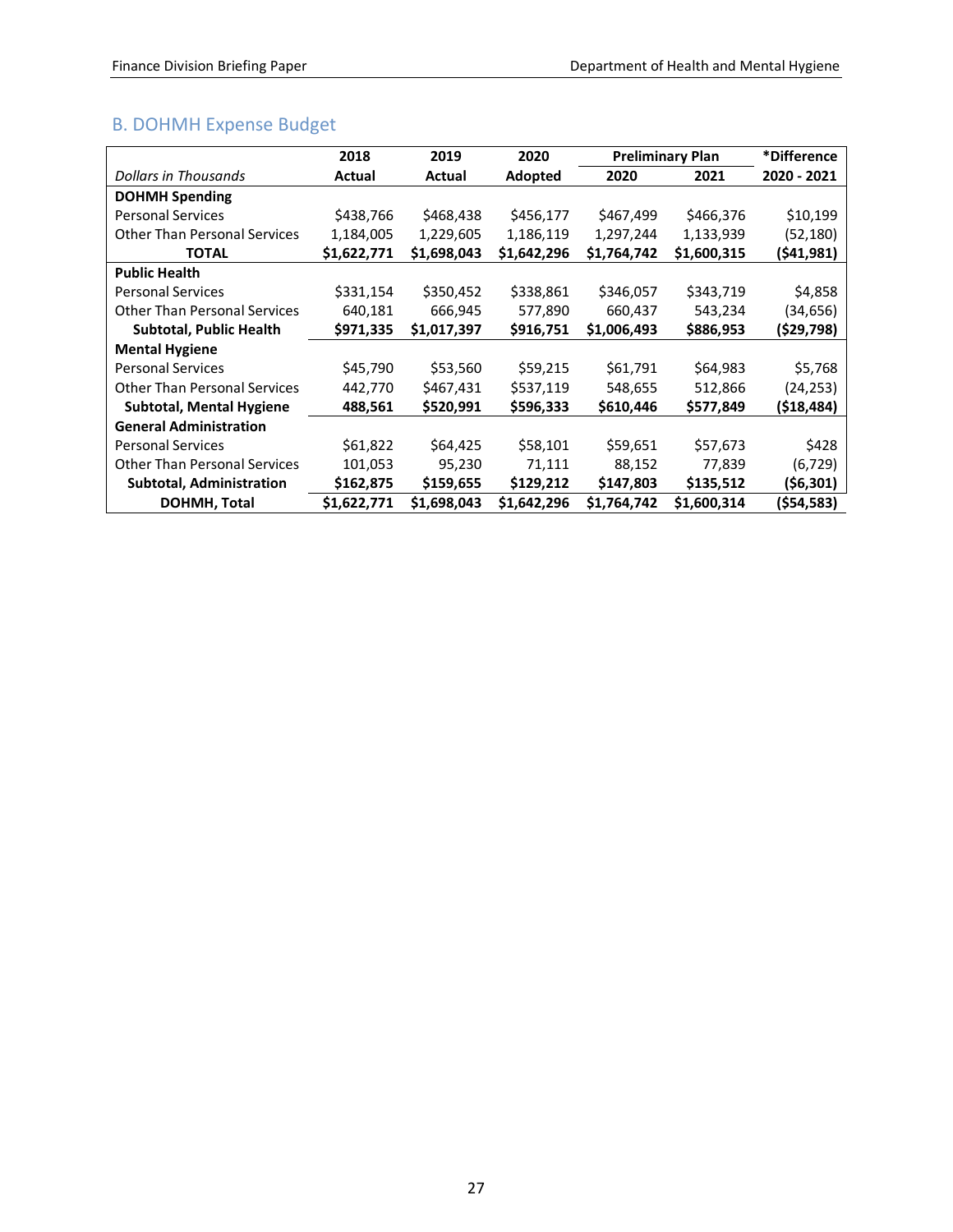## B. DOHMH Expense Budget

| Dollars in Thousands | 2018 Actual | 2019 Actual | 2020 Adopted | Preliminary Plan 2020 | Preliminary Plan 2021 | *Difference 2020 - 2021 |
|---|---|---|---|---|---|---|
| **DOHMH Spending** | | | | | | |
| Personal Services | $438,766 | $468,438 | $456,177 | $467,499 | $466,376 | $10,199 |
| Other Than Personal Services | 1,184,005 | 1,229,605 | 1,186,119 | 1,297,244 | 1,133,939 | (52,180) |
| **TOTAL** | **$1,622,771** | **$1,698,043** | **$1,642,296** | **$1,764,742** | **$1,600,315** | **($41,981)** |
| **Public Health** | | | | | | |
| Personal Services | $331,154 | $350,452 | $338,861 | $346,057 | $343,719 | $4,858 |
| Other Than Personal Services | 640,181 | 666,945 | 577,890 | 660,437 | 543,234 | (34,656) |
| **Subtotal, Public Health** | **$971,335** | **$1,017,397** | **$916,751** | **$1,006,493** | **$886,953** | **($29,798)** |
| **Mental Hygiene** | | | | | | |
| Personal Services | $45,790 | $53,560 | $59,215 | $61,791 | $64,983 | $5,768 |
| Other Than Personal Services | 442,770 | $467,431 | $537,119 | 548,655 | 512,866 | (24,253) |
| **Subtotal, Mental Hygiene** | **488,561** | **$520,991** | **$596,333** | **$610,446** | **$577,849** | **($18,484)** |
| **General Administration** | | | | | | |
| Personal Services | $61,822 | $64,425 | $58,101 | $59,651 | $57,673 | $428 |
| Other Than Personal Services | 101,053 | 95,230 | 71,111 | 88,152 | 77,839 | (6,729) |
| **Subtotal, Administration** | **$162,875** | **$159,655** | **$129,212** | **$147,803** | **$135,512** | **($6,301)** |
| **DOHMH, Total** | **$1,622,771** | **$1,698,043** | **$1,642,296** | **$1,764,742** | **$1,600,314** | **($54,583)** |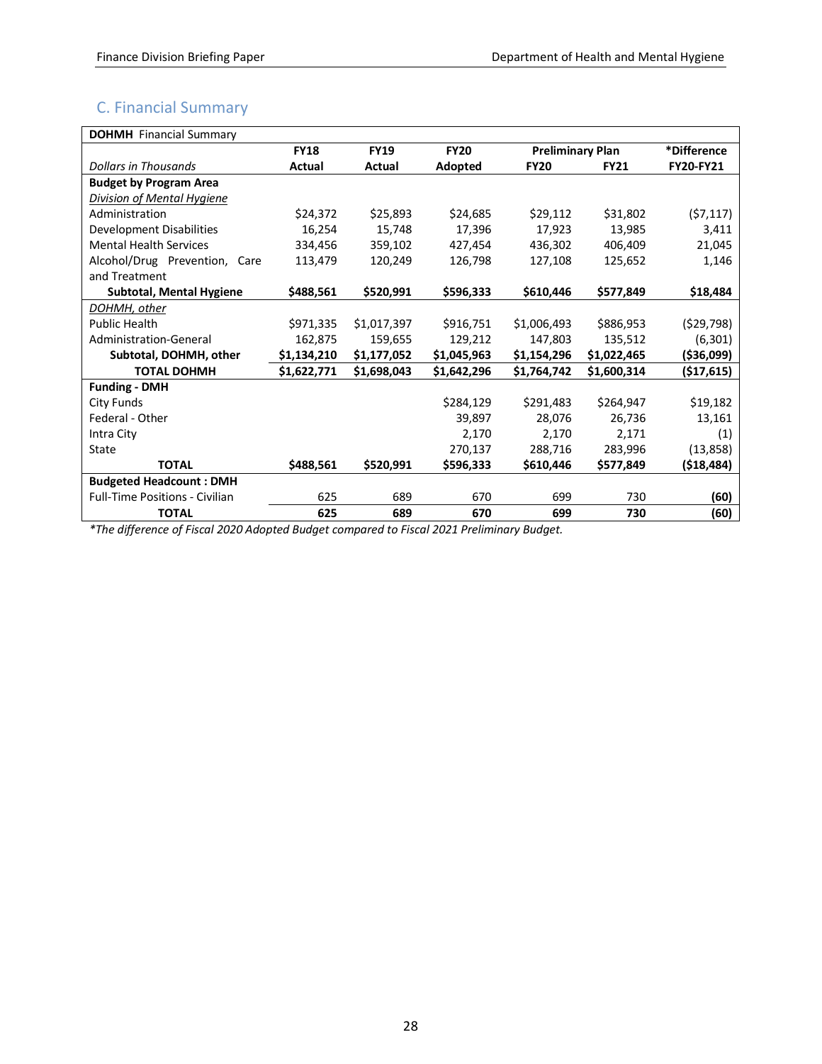## C. Financial Summary

| **DOHMH** Financial Summary | | | | | | |
|---|---|---|---|---|---|---|
| | **FY18** | **FY19** | **FY20** | **Preliminary Plan** | | ***Difference** |
| *Dollars in Thousands* | **Actual** | **Actual** | **Adopted** | **FY20** | **FY21** | **FY20-FY21** |
| **Budget by Program Area** | | | | | | |
| *Division of Mental Hygiene* | | | | | | |
| Administration | $24,372 | $25,893 | $24,685 | $29,112 | $31,802 | ($7,117) |
| Development Disabilities | 16,254 | 15,748 | 17,396 | 17,923 | 13,985 | 3,411 |
| Mental Health Services | 334,456 | 359,102 | 427,454 | 436,302 | 406,409 | 21,045 |
| Alcohol/Drug Prevention, Care and Treatment | 113,479 | 120,249 | 126,798 | 127,108 | 125,652 | 1,146 |
| **Subtotal, Mental Hygiene** | **$488,561** | **$520,991** | **$596,333** | **$610,446** | **$577,849** | **$18,484** |
| *DOHMH, other* | | | | | | |
| Public Health | $971,335 | $1,017,397 | $916,751 | $1,006,493 | $886,953 | ($29,798) |
| Administration-General | 162,875 | 159,655 | 129,212 | 147,803 | 135,512 | (6,301) |
| **Subtotal, DOHMH, other** | **$1,134,210** | **$1,177,052** | **$1,045,963** | **$1,154,296** | **$1,022,465** | **($36,099)** |
| **TOTAL DOHMH** | **$1,622,771** | **$1,698,043** | **$1,642,296** | **$1,764,742** | **$1,600,314** | **($17,615)** |
| **Funding - DMH** | | | | | | |
| City Funds | | | $284,129 | $291,483 | $264,947 | $19,182 |
| Federal - Other | | | 39,897 | 28,076 | 26,736 | 13,161 |
| Intra City | | | 2,170 | 2,170 | 2,171 | (1) |
| State | | | 270,137 | 288,716 | 283,996 | (13,858) |
| **TOTAL** | **$488,561** | **$520,991** | **$596,333** | **$610,446** | **$577,849** | **($18,484)** |
| **Budgeted Headcount : DMH** | | | | | | |
| Full-Time Positions - Civilian | 625 | 689 | 670 | 699 | 730 | **(60)** |
| **TOTAL** | **625** | **689** | **670** | **699** | **730** | **(60)** |

*\*The difference of Fiscal 2020 Adopted Budget compared to Fiscal 2021 Preliminary Budget.*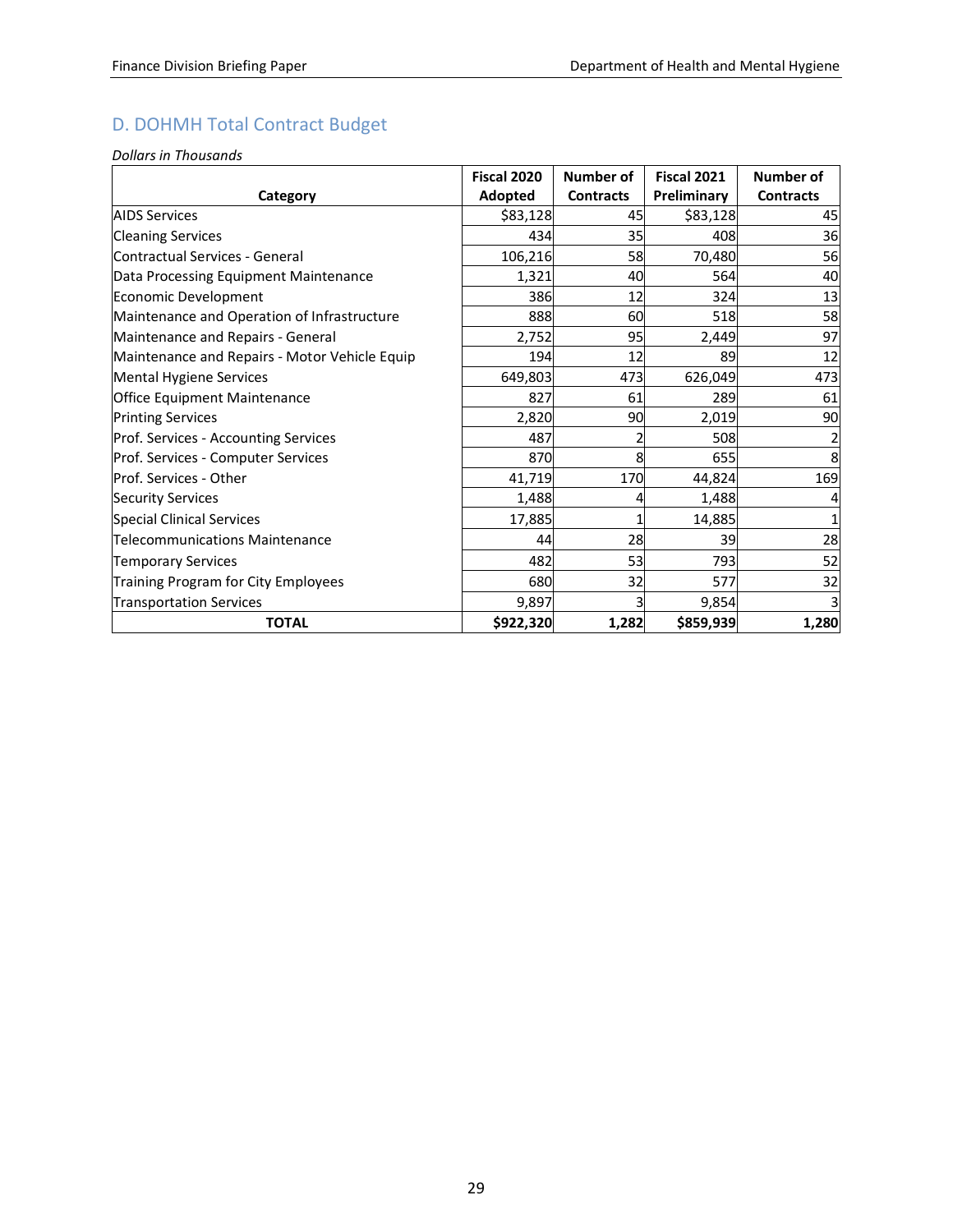## D. DOHMH Total Contract Budget

*Dollars in Thousands*

| Category | Fiscal 2020 Adopted | Number of Contracts | Fiscal 2021 Preliminary | Number of Contracts |
|---|---|---|---|---|
| AIDS Services | $83,128 | 45 | $83,128 | 45 |
| Cleaning Services | 434 | 35 | 408 | 36 |
| Contractual Services - General | 106,216 | 58 | 70,480 | 56 |
| Data Processing Equipment Maintenance | 1,321 | 40 | 564 | 40 |
| Economic Development | 386 | 12 | 324 | 13 |
| Maintenance and Operation of Infrastructure | 888 | 60 | 518 | 58 |
| Maintenance and Repairs - General | 2,752 | 95 | 2,449 | 97 |
| Maintenance and Repairs - Motor Vehicle Equip | 194 | 12 | 89 | 12 |
| Mental Hygiene Services | 649,803 | 473 | 626,049 | 473 |
| Office Equipment Maintenance | 827 | 61 | 289 | 61 |
| Printing Services | 2,820 | 90 | 2,019 | 90 |
| Prof. Services - Accounting Services | 487 | 2 | 508 | 2 |
| Prof. Services - Computer Services | 870 | 8 | 655 | 8 |
| Prof. Services - Other | 41,719 | 170 | 44,824 | 169 |
| Security Services | 1,488 | 4 | 1,488 | 4 |
| Special Clinical Services | 17,885 | 1 | 14,885 | 1 |
| Telecommunications Maintenance | 44 | 28 | 39 | 28 |
| Temporary Services | 482 | 53 | 793 | 52 |
| Training Program for City Employees | 680 | 32 | 577 | 32 |
| Transportation Services | 9,897 | 3 | 9,854 | 3 |
| **TOTAL** | **$922,320** | **1,282** | **$859,939** | **1,280** |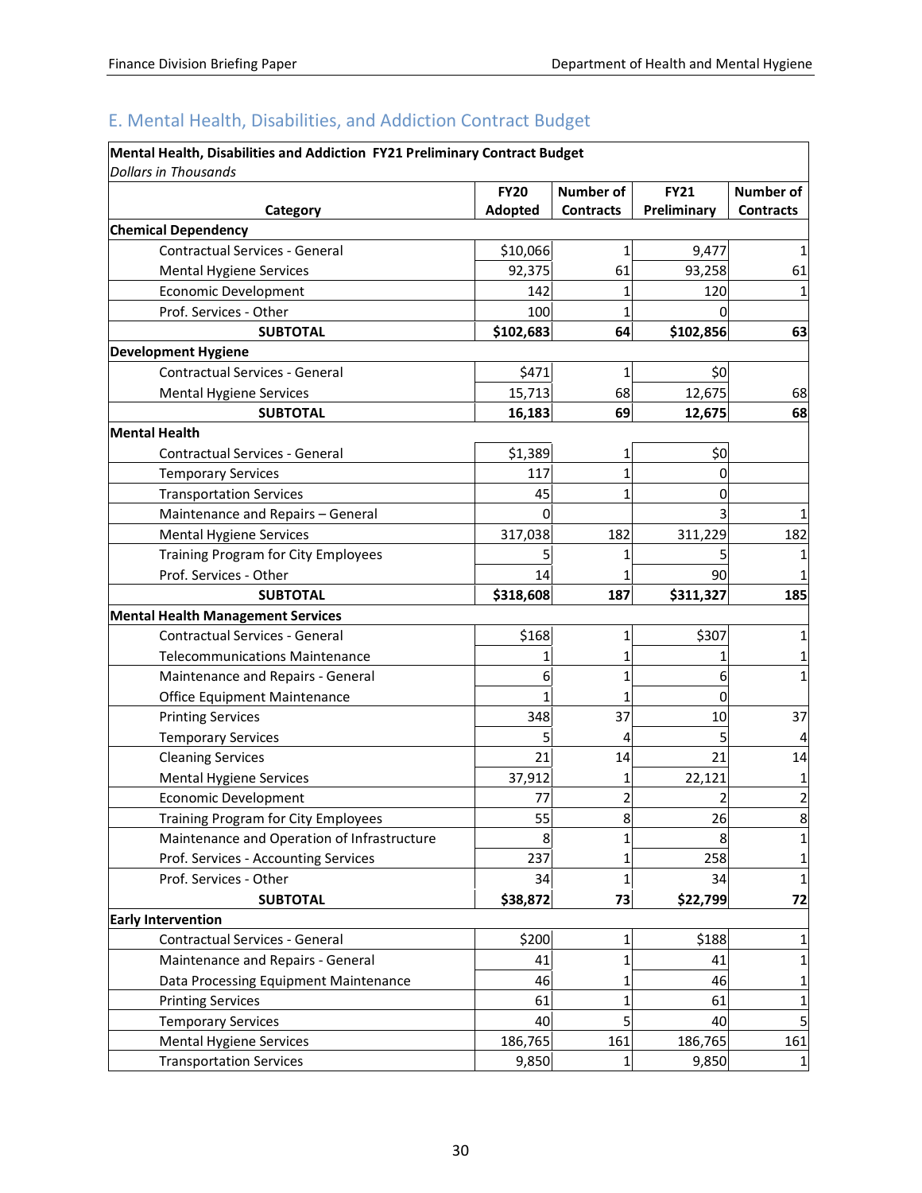## E. Mental Health, Disabilities, and Addiction Contract Budget

| Mental Health, Disabilities and Addiction FY21 Preliminary Contract Budget | | | | |
|---|---|---|---|---|
| *Dollars in Thousands* | | | | |
| Category | FY20 Adopted | Number of Contracts | FY21 Preliminary | Number of Contracts |
| **Chemical Dependency** | | | | |
| Contractual Services - General | $10,066 | 1 | 9,477 | 1 |
| Mental Hygiene Services | 92,375 | 61 | 93,258 | 61 |
| Economic Development | 142 | 1 | 120 | 1 |
| Prof. Services - Other | 100 | 1 | 0 | |
| **SUBTOTAL** | **$102,683** | **64** | **$102,856** | **63** |
| **Development Hygiene** | | | | |
| Contractual Services - General | $471 | 1 | $0 | |
| Mental Hygiene Services | 15,713 | 68 | 12,675 | 68 |
| **SUBTOTAL** | **16,183** | **69** | **12,675** | **68** |
| **Mental Health** | | | | |
| Contractual Services - General | $1,389 | 1 | $0 | |
| Temporary Services | 117 | 1 | 0 | |
| Transportation Services | 45 | 1 | 0 | |
| Maintenance and Repairs – General | 0 | | 3 | 1 |
| Mental Hygiene Services | 317,038 | 182 | 311,229 | 182 |
| Training Program for City Employees | 5 | 1 | 5 | 1 |
| Prof. Services - Other | 14 | 1 | 90 | 1 |
| **SUBTOTAL** | **$318,608** | **187** | **$311,327** | **185** |
| **Mental Health Management Services** | | | | |
| Contractual Services - General | $168 | 1 | $307 | 1 |
| Telecommunications Maintenance | 1 | 1 | 1 | 1 |
| Maintenance and Repairs - General | 6 | 1 | 6 | 1 |
| Office Equipment Maintenance | 1 | 1 | 0 | |
| Printing Services | 348 | 37 | 10 | 37 |
| Temporary Services | 5 | 4 | 5 | 4 |
| Cleaning Services | 21 | 14 | 21 | 14 |
| Mental Hygiene Services | 37,912 | 1 | 22,121 | 1 |
| Economic Development | 77 | 2 | 2 | 2 |
| Training Program for City Employees | 55 | 8 | 26 | 8 |
| Maintenance and Operation of Infrastructure | 8 | 1 | 8 | 1 |
| Prof. Services - Accounting Services | 237 | 1 | 258 | 1 |
| Prof. Services - Other | 34 | 1 | 34 | 1 |
| **SUBTOTAL** | **$38,872** | **73** | **$22,799** | **72** |
| **Early Intervention** | | | | |
| Contractual Services - General | $200 | 1 | $188 | 1 |
| Maintenance and Repairs - General | 41 | 1 | 41 | 1 |
| Data Processing Equipment Maintenance | 46 | 1 | 46 | 1 |
| Printing Services | 61 | 1 | 61 | 1 |
| Temporary Services | 40 | 5 | 40 | 5 |
| Mental Hygiene Services | 186,765 | 161 | 186,765 | 161 |
| Transportation Services | 9,850 | 1 | 9,850 | 1 |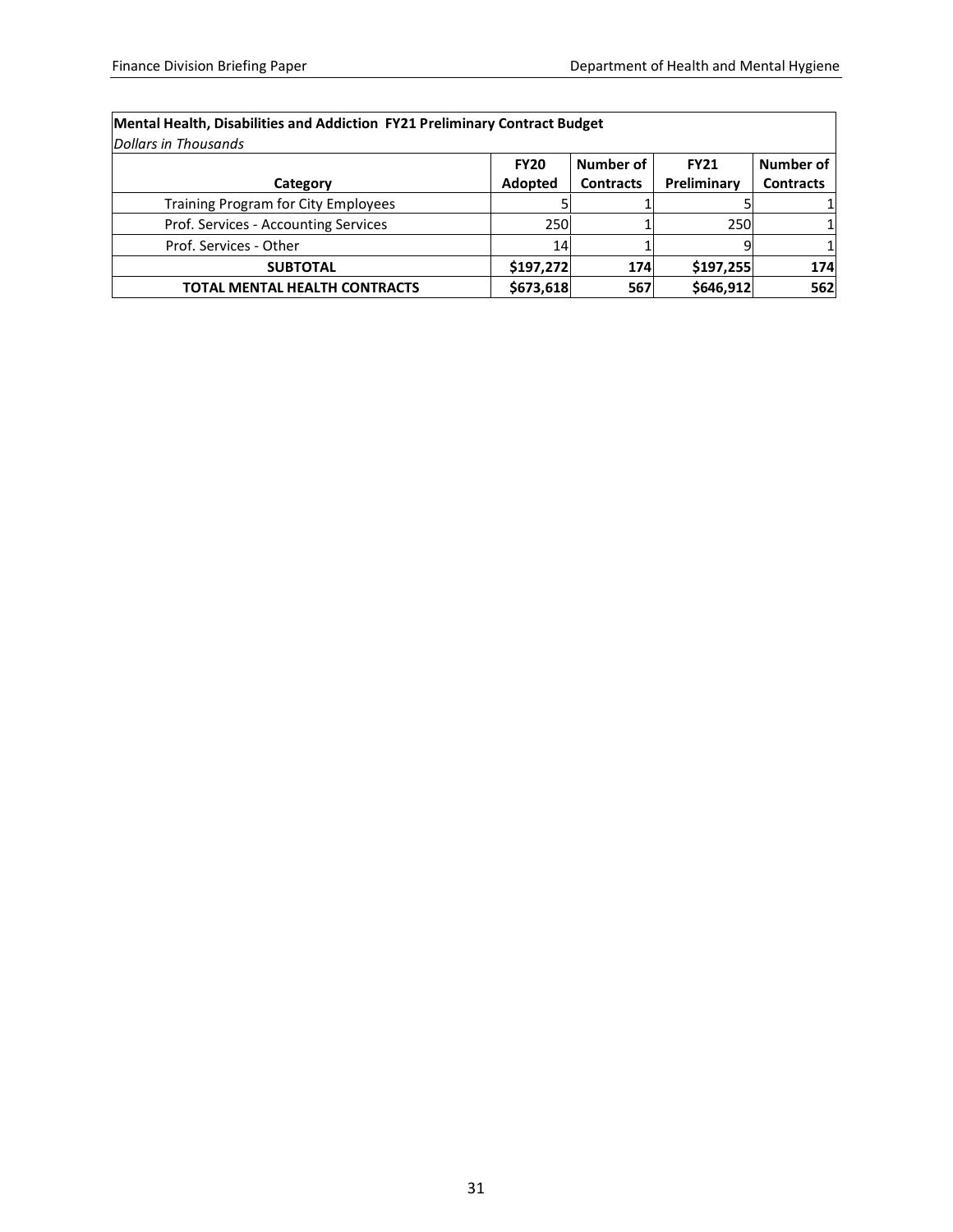**Mental Health, Disabilities and Addiction FY21 Preliminary Contract Budget**

*Dollars in Thousands*

| Category | FY20 Adopted | Number of Contracts | FY21 Preliminary | Number of Contracts |
|---|---|---|---|---|
| Training Program for City Employees | 5 | 1 | 5 | 1 |
| Prof. Services - Accounting Services | 250 | 1 | 250 | 1 |
| Prof. Services - Other | 14 | 1 | 9 | 1 |
| **SUBTOTAL** | **$197,272** | **174** | **$197,255** | **174** |
| **TOTAL MENTAL HEALTH CONTRACTS** | **$673,618** | **567** | **$646,912** | **562** |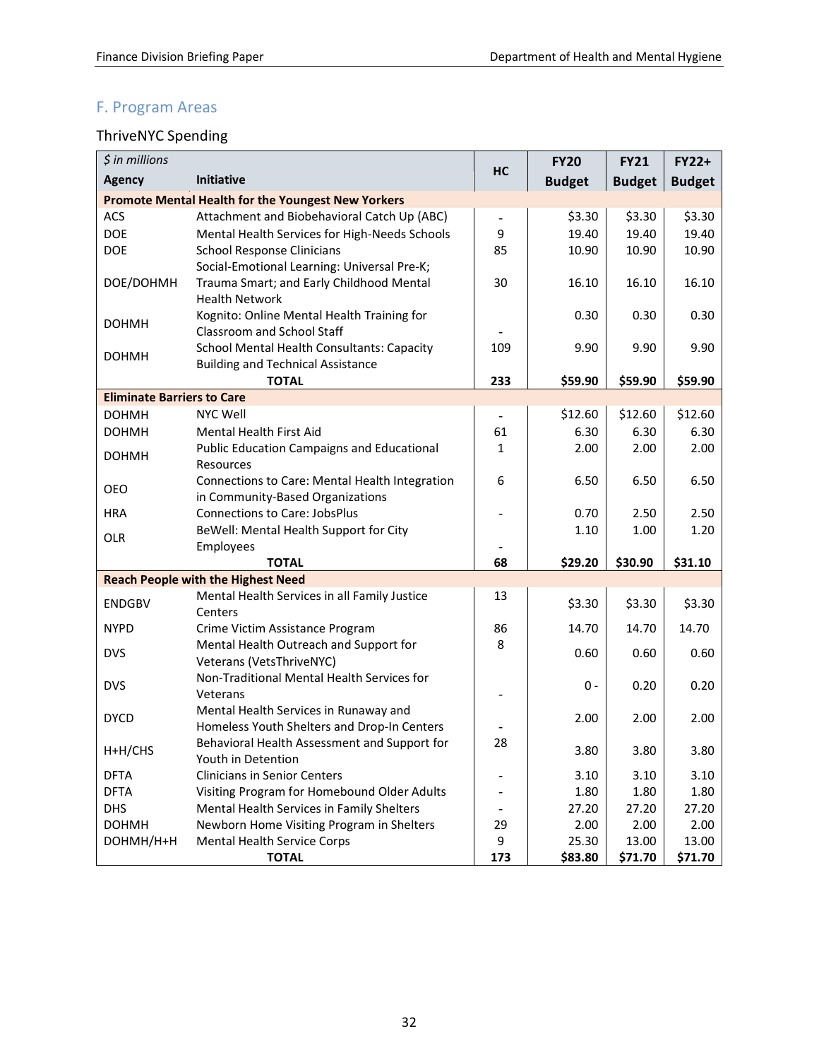## F. Program Areas

### ThriveNYC Spending

| *$ in millions* Agency | Initiative | HC | FY20 Budget | FY21 Budget | FY22+ Budget |
|---|---|---|---|---|---|
| **Promote Mental Health for the Youngest New Yorkers** | | | | | |
| ACS | Attachment and Biobehavioral Catch Up (ABC) | - | $3.30 | $3.30 | $3.30 |
| DOE | Mental Health Services for High-Needs Schools | 9 | 19.40 | 19.40 | 19.40 |
| DOE | School Response Clinicians | 85 | 10.90 | 10.90 | 10.90 |
| DOE/DOHMH | Social-Emotional Learning: Universal Pre-K; Trauma Smart; and Early Childhood Mental Health Network | 30 | 16.10 | 16.10 | 16.10 |
| DOHMH | Kognito: Online Mental Health Training for Classroom and School Staff | - | 0.30 | 0.30 | 0.30 |
| DOHMH | School Mental Health Consultants: Capacity Building and Technical Assistance | 109 | 9.90 | 9.90 | 9.90 |
| | **TOTAL** | **233** | **$59.90** | **$59.90** | **$59.90** |
| **Eliminate Barriers to Care** | | | | | |
| DOHMH | NYC Well | - | $12.60 | $12.60 | $12.60 |
| DOHMH | Mental Health First Aid | 61 | 6.30 | 6.30 | 6.30 |
| DOHMH | Public Education Campaigns and Educational Resources | 1 | 2.00 | 2.00 | 2.00 |
| OEO | Connections to Care: Mental Health Integration in Community-Based Organizations | 6 | 6.50 | 6.50 | 6.50 |
| HRA | Connections to Care: JobsPlus | - | 0.70 | 2.50 | 2.50 |
| OLR | BeWell: Mental Health Support for City Employees | - | 1.10 | 1.00 | 1.20 |
| | **TOTAL** | **68** | **$29.20** | **$30.90** | **$31.10** |
| **Reach People with the Highest Need** | | | | | |
| ENDGBV | Mental Health Services in all Family Justice Centers | 13 | $3.30 | $3.30 | $3.30 |
| NYPD | Crime Victim Assistance Program | 86 | 14.70 | 14.70 | 14.70 |
| DVS | Mental Health Outreach and Support for Veterans (VetsThriveNYC) | 8 | 0.60 | 0.60 | 0.60 |
| DVS | Non-Traditional Mental Health Services for Veterans | - | 0 - | 0.20 | 0.20 |
| DYCD | Mental Health Services in Runaway and Homeless Youth Shelters and Drop-In Centers | - | 2.00 | 2.00 | 2.00 |
| H+H/CHS | Behavioral Health Assessment and Support for Youth in Detention | 28 | 3.80 | 3.80 | 3.80 |
| DFTA | Clinicians in Senior Centers | - | 3.10 | 3.10 | 3.10 |
| DFTA | Visiting Program for Homebound Older Adults | - | 1.80 | 1.80 | 1.80 |
| DHS | Mental Health Services in Family Shelters | - | 27.20 | 27.20 | 27.20 |
| DOHMH | Newborn Home Visiting Program in Shelters | 29 | 2.00 | 2.00 | 2.00 |
| DOHMH/H+H | Mental Health Service Corps | 9 | 25.30 | 13.00 | 13.00 |
| | **TOTAL** | **173** | **$83.80** | **$71.70** | **$71.70** |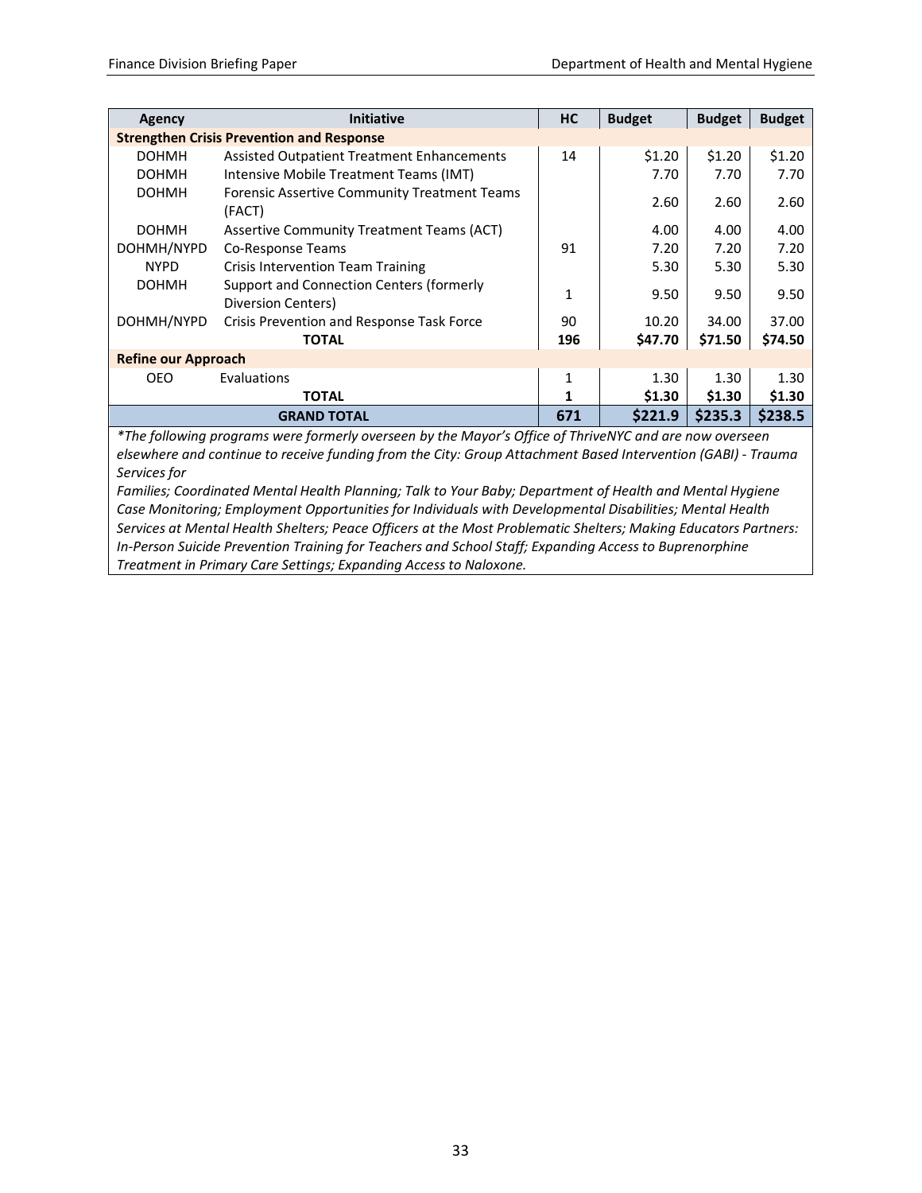| Agency | Initiative | HC | Budget | Budget | Budget |
|---|---|---|---|---|---|
| **Strengthen Crisis Prevention and Response** | | | | | |
| DOHMH | Assisted Outpatient Treatment Enhancements | 14 | $1.20 | $1.20 | $1.20 |
| DOHMH | Intensive Mobile Treatment Teams (IMT) | | 7.70 | 7.70 | 7.70 |
| DOHMH | Forensic Assertive Community Treatment Teams (FACT) | | 2.60 | 2.60 | 2.60 |
| DOHMH | Assertive Community Treatment Teams (ACT) | | 4.00 | 4.00 | 4.00 |
| DOHMH/NYPD | Co-Response Teams | 91 | 7.20 | 7.20 | 7.20 |
| NYPD | Crisis Intervention Team Training | | 5.30 | 5.30 | 5.30 |
| DOHMH | Support and Connection Centers (formerly Diversion Centers) | 1 | 9.50 | 9.50 | 9.50 |
| DOHMH/NYPD | Crisis Prevention and Response Task Force | 90 | 10.20 | 34.00 | 37.00 |
| | **TOTAL** | **196** | **$47.70** | **$71.50** | **$74.50** |
| **Refine our Approach** | | | | | |
| OEO | Evaluations | 1 | 1.30 | 1.30 | 1.30 |
| | **TOTAL** | **1** | **$1.30** | **$1.30** | **$1.30** |
| **GRAND TOTAL** | | **671** | **$221.9** | **$235.3** | **$238.5** |

*\*The following programs were formerly overseen by the Mayor's Office of ThriveNYC and are now overseen elsewhere and continue to receive funding from the City: Group Attachment Based Intervention (GABI) - Trauma Services for Families; Coordinated Mental Health Planning; Talk to Your Baby; Department of Health and Mental Hygiene Case Monitoring; Employment Opportunities for Individuals with Developmental Disabilities; Mental Health Services at Mental Health Shelters; Peace Officers at the Most Problematic Shelters; Making Educators Partners: In-Person Suicide Prevention Training for Teachers and School Staff; Expanding Access to Buprenorphine Treatment in Primary Care Settings; Expanding Access to Naloxone.*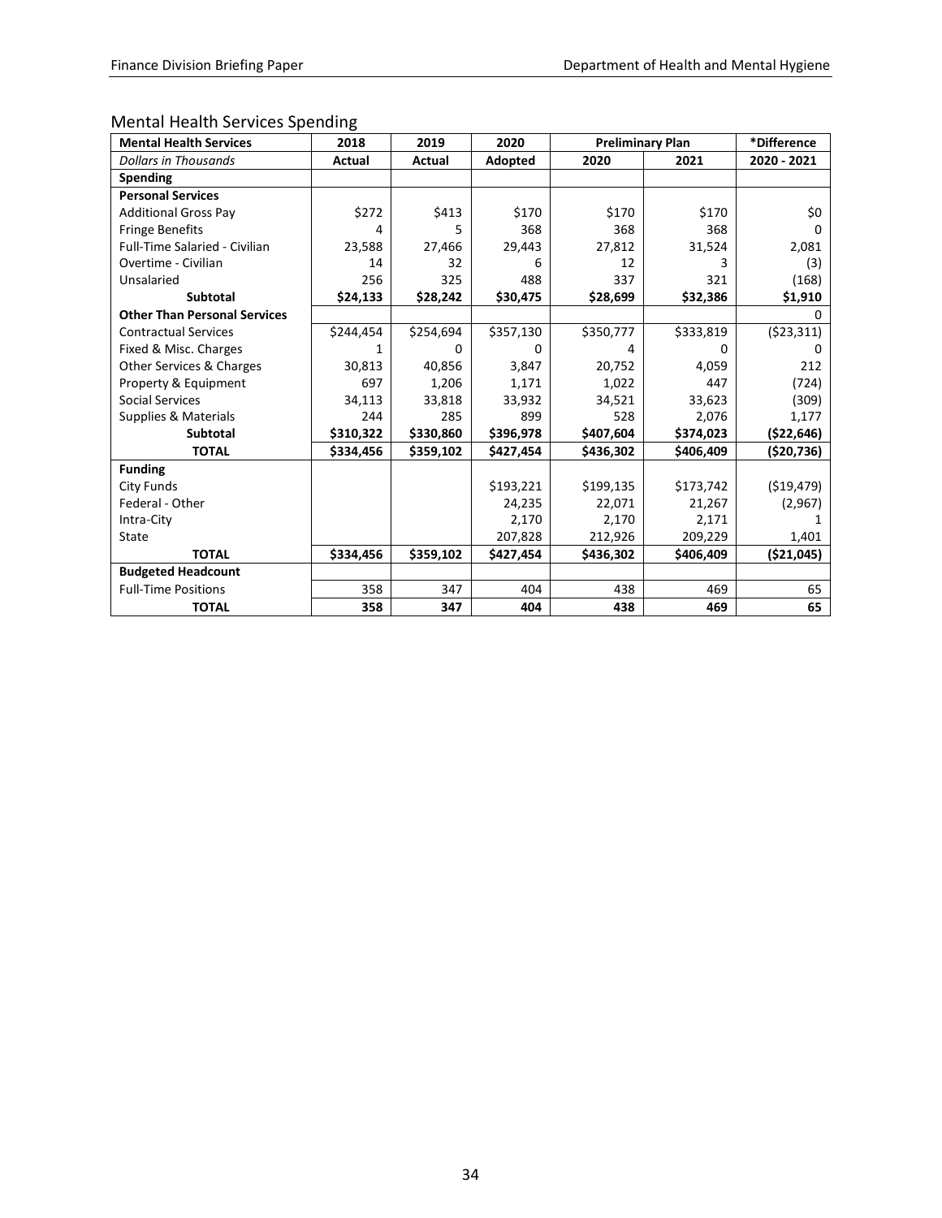## Mental Health Services Spending

| Mental Health Services | 2018 | 2019 | 2020 | Preliminary Plan | | *Difference |
|---|---|---|---|---|---|---|
| *Dollars in Thousands* | **Actual** | **Actual** | **Adopted** | **2020** | **2021** | **2020 - 2021** |
| **Spending** | | | | | | |
| **Personal Services** | | | | | | |
| Additional Gross Pay | $272 | $413 | $170 | $170 | $170 | $0 |
| Fringe Benefits | 4 | 5 | 368 | 368 | 368 | 0 |
| Full-Time Salaried - Civilian | 23,588 | 27,466 | 29,443 | 27,812 | 31,524 | 2,081 |
| Overtime - Civilian | 14 | 32 | 6 | 12 | 3 | (3) |
| Unsalaried | 256 | 325 | 488 | 337 | 321 | (168) |
| **Subtotal** | **$24,133** | **$28,242** | **$30,475** | **$28,699** | **$32,386** | **$1,910** |
| **Other Than Personal Services** | | | | | | 0 |
| Contractual Services | $244,454 | $254,694 | $357,130 | $350,777 | $333,819 | ($23,311) |
| Fixed & Misc. Charges | 1 | 0 | 0 | 4 | 0 | 0 |
| Other Services & Charges | 30,813 | 40,856 | 3,847 | 20,752 | 4,059 | 212 |
| Property & Equipment | 697 | 1,206 | 1,171 | 1,022 | 447 | (724) |
| Social Services | 34,113 | 33,818 | 33,932 | 34,521 | 33,623 | (309) |
| Supplies & Materials | 244 | 285 | 899 | 528 | 2,076 | 1,177 |
| **Subtotal** | **$310,322** | **$330,860** | **$396,978** | **$407,604** | **$374,023** | **($22,646)** |
| **TOTAL** | **$334,456** | **$359,102** | **$427,454** | **$436,302** | **$406,409** | **($20,736)** |
| **Funding** | | | | | | |
| City Funds | | | $193,221 | $199,135 | $173,742 | ($19,479) |
| Federal - Other | | | 24,235 | 22,071 | 21,267 | (2,967) |
| Intra-City | | | 2,170 | 2,170 | 2,171 | 1 |
| State | | | 207,828 | 212,926 | 209,229 | 1,401 |
| **TOTAL** | **$334,456** | **$359,102** | **$427,454** | **$436,302** | **$406,409** | **($21,045)** |
| **Budgeted Headcount** | | | | | | |
| Full-Time Positions | 358 | 347 | 404 | 438 | 469 | 65 |
| **TOTAL** | **358** | **347** | **404** | **438** | **469** | **65** |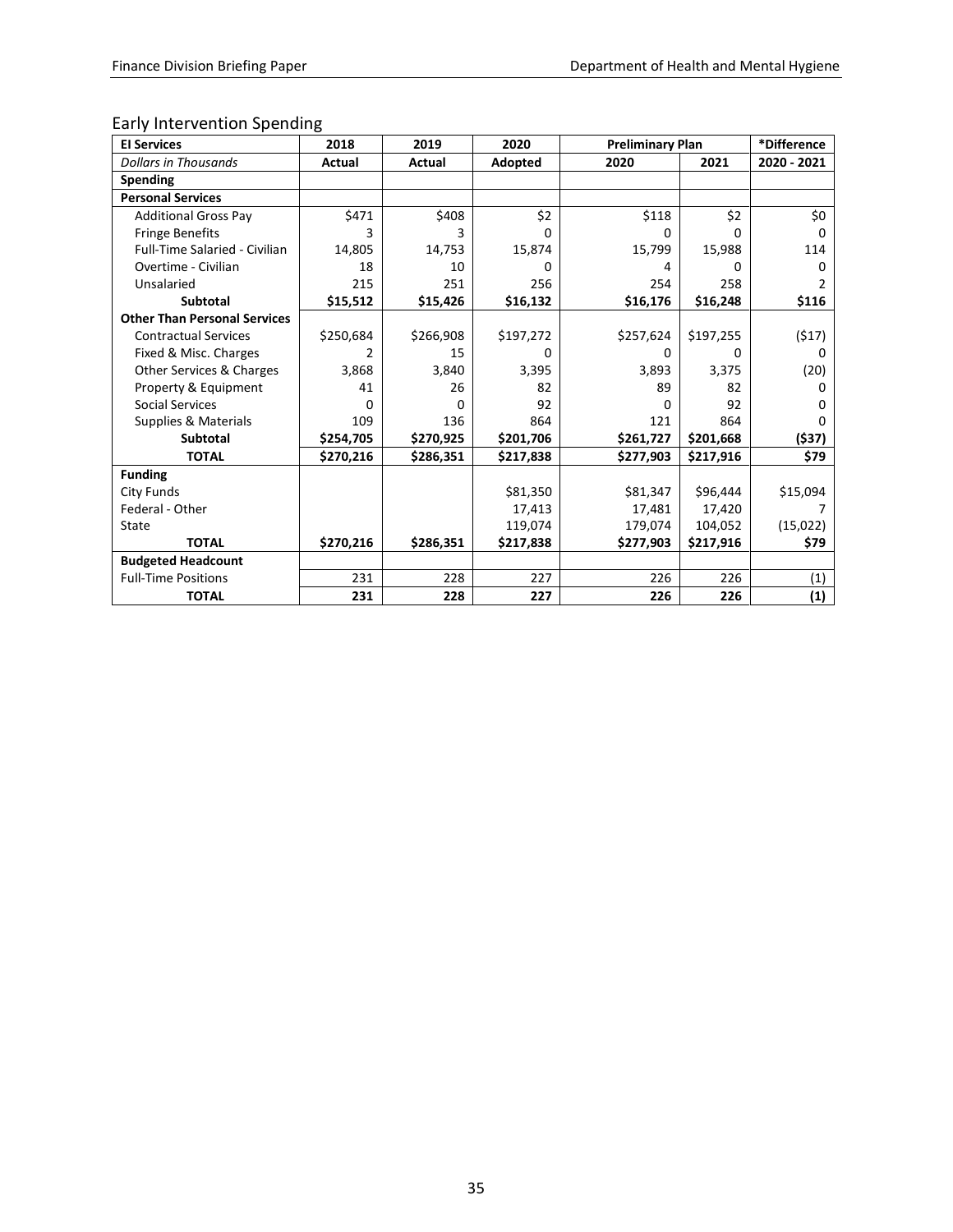## Early Intervention Spending

| EI Services | 2018 | 2019 | 2020 | Preliminary Plan | | *Difference |
|---|---|---|---|---|---|---|
| *Dollars in Thousands* | **Actual** | **Actual** | **Adopted** | **2020** | **2021** | **2020 - 2021** |
| **Spending** | | | | | | |
| **Personal Services** | | | | | | |
| Additional Gross Pay | $471 | $408 | $2 | $118 | $2 | $0 |
| Fringe Benefits | 3 | 3 | 0 | 0 | 0 | 0 |
| Full-Time Salaried - Civilian | 14,805 | 14,753 | 15,874 | 15,799 | 15,988 | 114 |
| Overtime - Civilian | 18 | 10 | 0 | 4 | 0 | 0 |
| Unsalaried | 215 | 251 | 256 | 254 | 258 | 2 |
| **Subtotal** | **$15,512** | **$15,426** | **$16,132** | **$16,176** | **$16,248** | **$116** |
| **Other Than Personal Services** | | | | | | |
| Contractual Services | $250,684 | $266,908 | $197,272 | $257,624 | $197,255 | ($17) |
| Fixed & Misc. Charges | 2 | 15 | 0 | 0 | 0 | 0 |
| Other Services & Charges | 3,868 | 3,840 | 3,395 | 3,893 | 3,375 | (20) |
| Property & Equipment | 41 | 26 | 82 | 89 | 82 | 0 |
| Social Services | 0 | 0 | 92 | 0 | 92 | 0 |
| Supplies & Materials | 109 | 136 | 864 | 121 | 864 | 0 |
| **Subtotal** | **$254,705** | **$270,925** | **$201,706** | **$261,727** | **$201,668** | **($37)** |
| **TOTAL** | **$270,216** | **$286,351** | **$217,838** | **$277,903** | **$217,916** | **$79** |
| **Funding** | | | | | | |
| City Funds | | | $81,350 | $81,347 | $96,444 | $15,094 |
| Federal - Other | | | 17,413 | 17,481 | 17,420 | 7 |
| State | | | 119,074 | 179,074 | 104,052 | (15,022) |
| **TOTAL** | **$270,216** | **$286,351** | **$217,838** | **$277,903** | **$217,916** | **$79** |
| **Budgeted Headcount** | | | | | | |
| Full-Time Positions | 231 | 228 | 227 | 226 | 226 | (1) |
| **TOTAL** | **231** | **228** | **227** | **226** | **226** | **(1)** |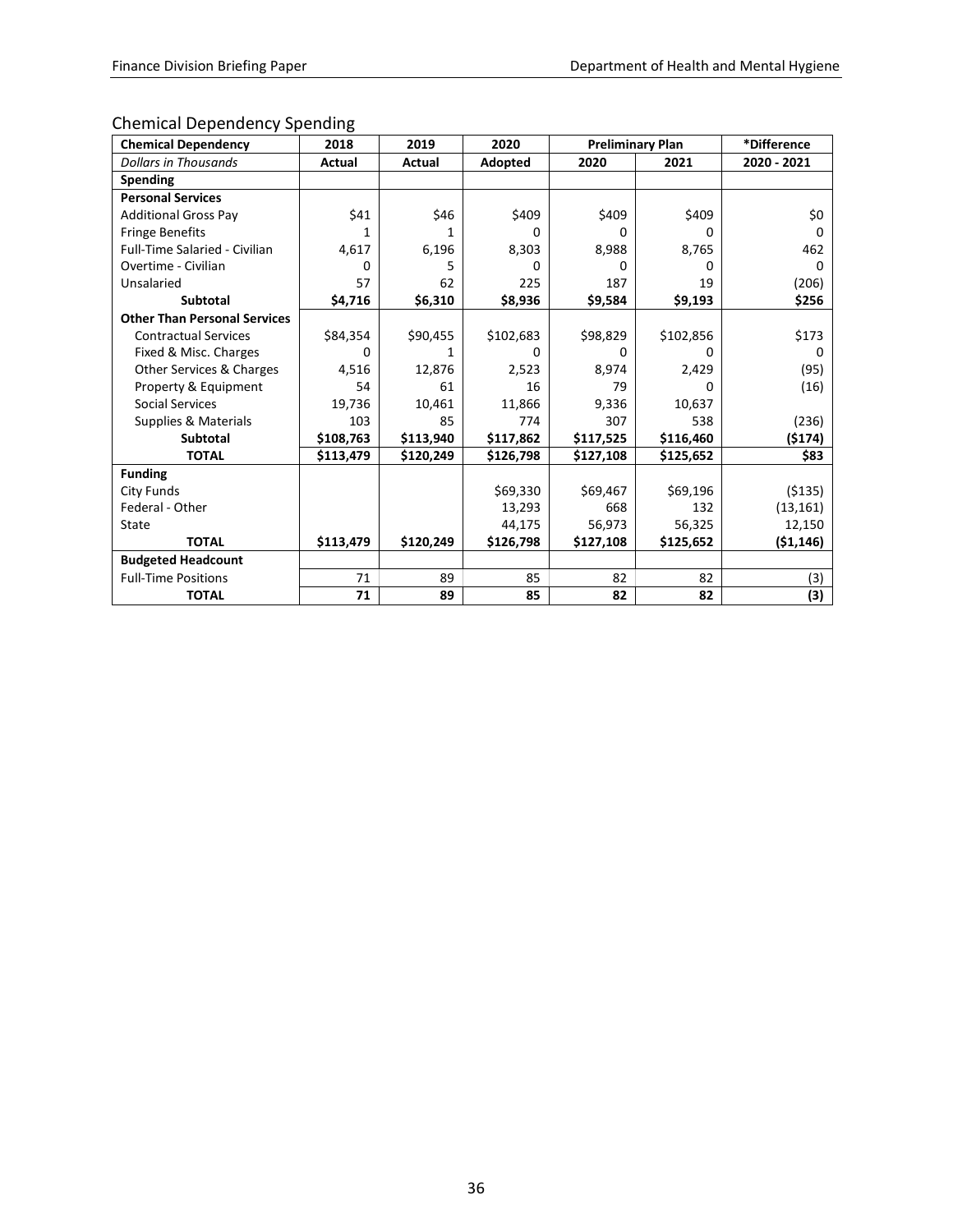## Chemical Dependency Spending

| Chemical Dependency | 2018 | 2019 | 2020 | Preliminary Plan | | *Difference |
|---|---|---|---|---|---|---|
| *Dollars in Thousands* | Actual | Actual | Adopted | 2020 | 2021 | 2020 - 2021 |
| **Spending** | | | | | | |
| **Personal Services** | | | | | | |
| Additional Gross Pay | $41 | $46 | $409 | $409 | $409 | $0 |
| Fringe Benefits | 1 | 1 | 0 | 0 | 0 | 0 |
| Full-Time Salaried - Civilian | 4,617 | 6,196 | 8,303 | 8,988 | 8,765 | 462 |
| Overtime - Civilian | 0 | 5 | 0 | 0 | 0 | 0 |
| Unsalaried | 57 | 62 | 225 | 187 | 19 | (206) |
| **Subtotal** | **$4,716** | **$6,310** | **$8,936** | **$9,584** | **$9,193** | **$256** |
| **Other Than Personal Services** | | | | | | |
| Contractual Services | $84,354 | $90,455 | $102,683 | $98,829 | $102,856 | $173 |
| Fixed & Misc. Charges | 0 | 1 | 0 | 0 | 0 | 0 |
| Other Services & Charges | 4,516 | 12,876 | 2,523 | 8,974 | 2,429 | (95) |
| Property & Equipment | 54 | 61 | 16 | 79 | 0 | (16) |
| Social Services | 19,736 | 10,461 | 11,866 | 9,336 | 10,637 | |
| Supplies & Materials | 103 | 85 | 774 | 307 | 538 | (236) |
| **Subtotal** | **$108,763** | **$113,940** | **$117,862** | **$117,525** | **$116,460** | **($174)** |
| **TOTAL** | **$113,479** | **$120,249** | **$126,798** | **$127,108** | **$125,652** | **$83** |
| **Funding** | | | | | | |
| City Funds | | | $69,330 | $69,467 | $69,196 | ($135) |
| Federal - Other | | | 13,293 | 668 | 132 | (13,161) |
| State | | | 44,175 | 56,973 | 56,325 | 12,150 |
| **TOTAL** | **$113,479** | **$120,249** | **$126,798** | **$127,108** | **$125,652** | **($1,146)** |
| **Budgeted Headcount** | | | | | | |
| Full-Time Positions | 71 | 89 | 85 | 82 | 82 | (3) |
| **TOTAL** | **71** | **89** | **85** | **82** | **82** | **(3)** |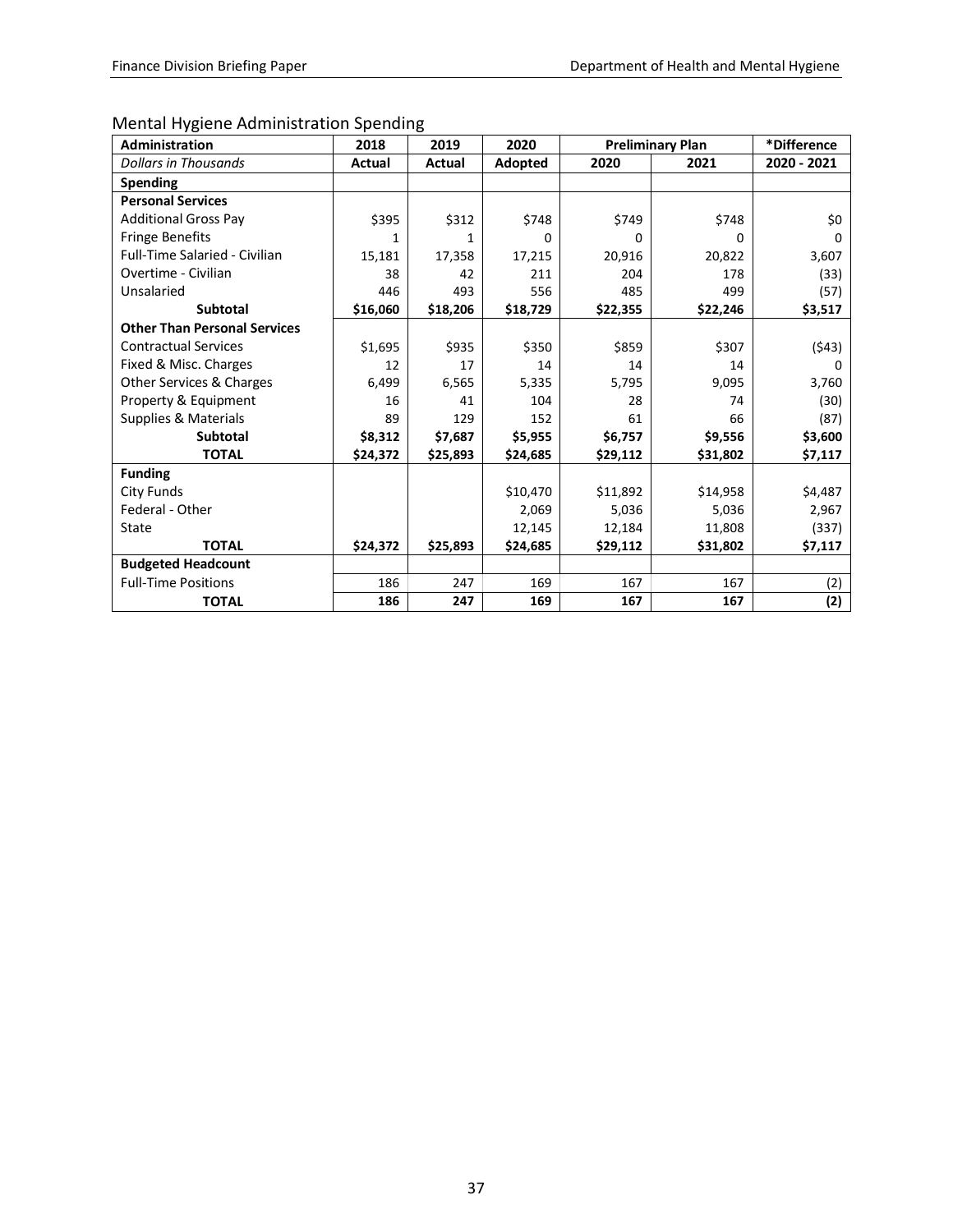## Mental Hygiene Administration Spending

| Administration | 2018 | 2019 | 2020 | Preliminary Plan | | *Difference |
|---|---|---|---|---|---|---|
| *Dollars in Thousands* | Actual | Actual | Adopted | 2020 | 2021 | 2020 - 2021 |
| **Spending** | | | | | | |
| **Personal Services** | | | | | | |
| Additional Gross Pay | $395 | $312 | $748 | $749 | $748 | $0 |
| Fringe Benefits | 1 | 1 | 0 | 0 | 0 | 0 |
| Full-Time Salaried - Civilian | 15,181 | 17,358 | 17,215 | 20,916 | 20,822 | 3,607 |
| Overtime - Civilian | 38 | 42 | 211 | 204 | 178 | (33) |
| Unsalaried | 446 | 493 | 556 | 485 | 499 | (57) |
| **Subtotal** | **$16,060** | **$18,206** | **$18,729** | **$22,355** | **$22,246** | **$3,517** |
| **Other Than Personal Services** | | | | | | |
| Contractual Services | $1,695 | $935 | $350 | $859 | $307 | ($43) |
| Fixed & Misc. Charges | 12 | 17 | 14 | 14 | 14 | 0 |
| Other Services & Charges | 6,499 | 6,565 | 5,335 | 5,795 | 9,095 | 3,760 |
| Property & Equipment | 16 | 41 | 104 | 28 | 74 | (30) |
| Supplies & Materials | 89 | 129 | 152 | 61 | 66 | (87) |
| **Subtotal** | **$8,312** | **$7,687** | **$5,955** | **$6,757** | **$9,556** | **$3,600** |
| **TOTAL** | **$24,372** | **$25,893** | **$24,685** | **$29,112** | **$31,802** | **$7,117** |
| **Funding** | | | | | | |
| City Funds | | | $10,470 | $11,892 | $14,958 | $4,487 |
| Federal - Other | | | 2,069 | 5,036 | 5,036 | 2,967 |
| State | | | 12,145 | 12,184 | 11,808 | (337) |
| **TOTAL** | **$24,372** | **$25,893** | **$24,685** | **$29,112** | **$31,802** | **$7,117** |
| **Budgeted Headcount** | | | | | | |
| Full-Time Positions | 186 | 247 | 169 | 167 | 167 | (2) |
| **TOTAL** | **186** | **247** | **169** | **167** | **167** | **(2)** |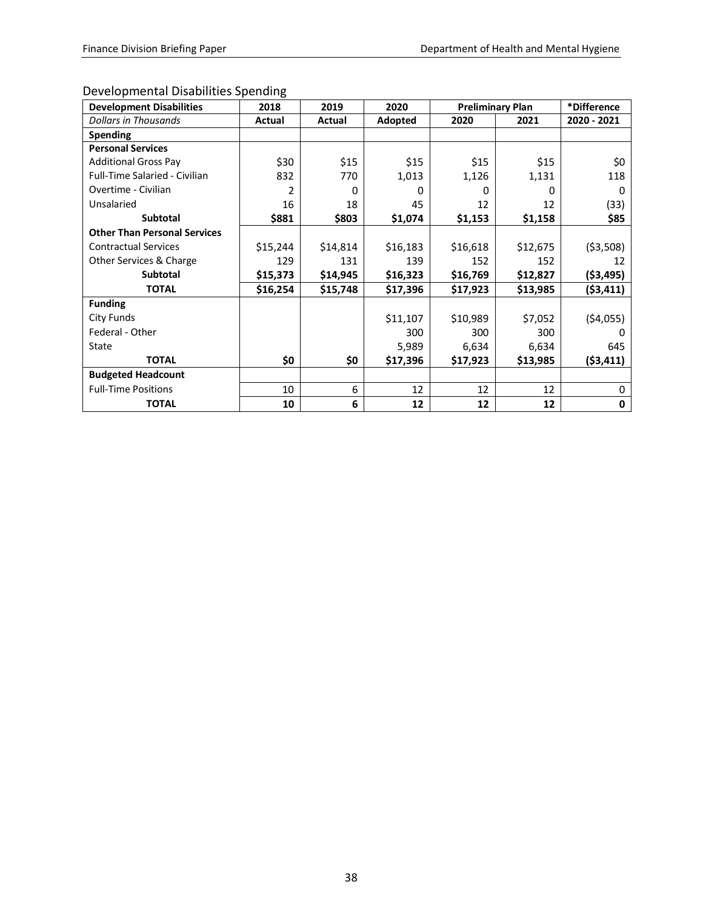## Developmental Disabilities Spending

| Development Disabilities | 2018 | 2019 | 2020 | Preliminary Plan | | *Difference |
|---|---|---|---|---|---|---|
| *Dollars in Thousands* | Actual | Actual | Adopted | 2020 | 2021 | 2020 - 2021 |
| **Spending** | | | | | | |
| **Personal Services** | | | | | | |
| Additional Gross Pay | $30 | $15 | $15 | $15 | $15 | $0 |
| Full-Time Salaried - Civilian | 832 | 770 | 1,013 | 1,126 | 1,131 | 118 |
| Overtime - Civilian | 2 | 0 | 0 | 0 | 0 | 0 |
| Unsalaried | 16 | 18 | 45 | 12 | 12 | (33) |
| **Subtotal** | **$881** | **$803** | **$1,074** | **$1,153** | **$1,158** | **$85** |
| **Other Than Personal Services** | | | | | | |
| Contractual Services | $15,244 | $14,814 | $16,183 | $16,618 | $12,675 | ($3,508) |
| Other Services & Charge | 129 | 131 | 139 | 152 | 152 | 12 |
| **Subtotal** | **$15,373** | **$14,945** | **$16,323** | **$16,769** | **$12,827** | **($3,495)** |
| **TOTAL** | **$16,254** | **$15,748** | **$17,396** | **$17,923** | **$13,985** | **($3,411)** |
| **Funding** | | | | | | |
| City Funds | | | $11,107 | $10,989 | $7,052 | ($4,055) |
| Federal - Other | | | 300 | 300 | 300 | 0 |
| State | | | 5,989 | 6,634 | 6,634 | 645 |
| **TOTAL** | **$0** | **$0** | **$17,396** | **$17,923** | **$13,985** | **($3,411)** |
| **Budgeted Headcount** | | | | | | |
| Full-Time Positions | 10 | 6 | 12 | 12 | 12 | 0 |
| **TOTAL** | **10** | **6** | **12** | **12** | **12** | **0** |